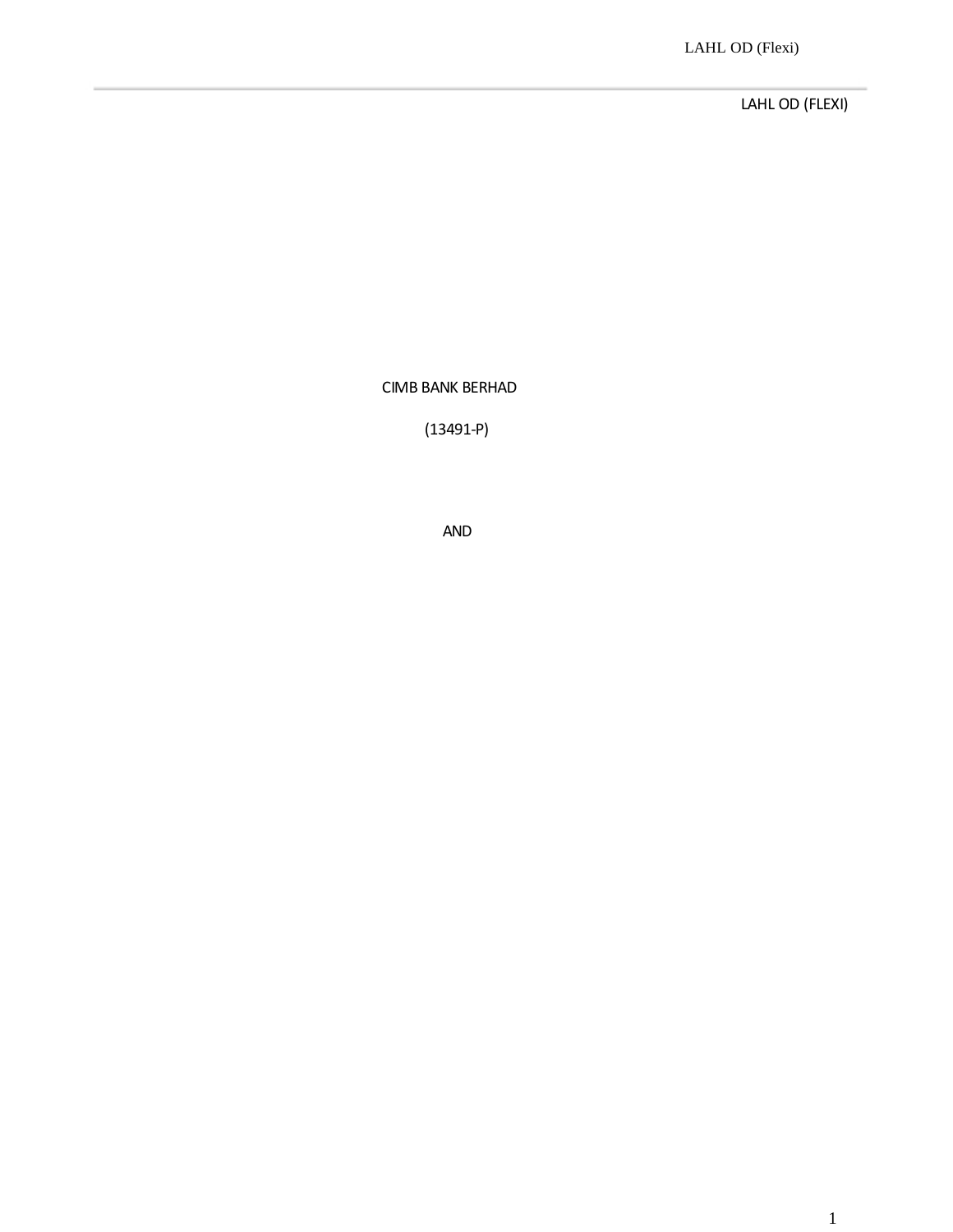LAHL OD (FLEXI)

CIMB BANK BERHAD

(13491-P)

AND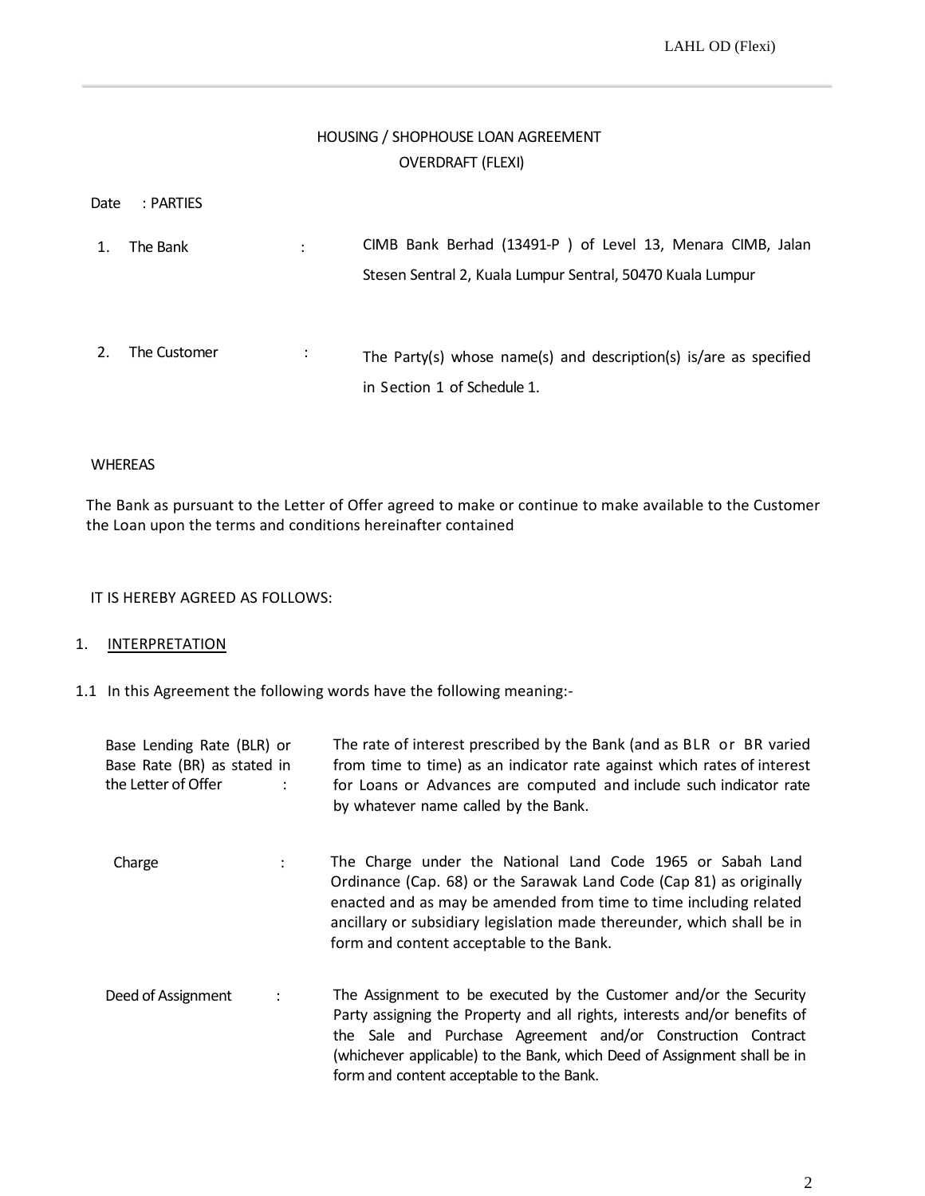# HOUSING / SHOPHOUSE LOAN AGREEMENT
## OVERDRAFT (FLEXI)

Date : PARTIES

1. The Bank : CIMB Bank Berhad (13491-P ) of Level 13, Menara CIMB, Jalan Stesen Sentral 2, Kuala Lumpur Sentral, 50470 Kuala Lumpur

2. The Customer : The Party(s) whose name(s) and description(s) is/are as specified in Section 1 of Schedule 1.

WHEREAS

The Bank as pursuant to the Letter of Offer agreed to make or continue to make available to the Customer the Loan upon the terms and conditions hereinafter contained

IT IS HEREBY AGREED AS FOLLOWS:

1. <u>INTERPRETATION</u>

1.1 In this Agreement the following words have the following meaning:-

| | |
|---|---|
| Base Lending Rate (BLR) or Base Rate (BR) as stated in the Letter of Offer : | The rate of interest prescribed by the Bank (and as BLR or BR varied from time to time) as an indicator rate against which rates of interest for Loans or Advances are computed and include such indicator rate by whatever name called by the Bank. |
| Charge : | The Charge under the National Land Code 1965 or Sabah Land Ordinance (Cap. 68) or the Sarawak Land Code (Cap 81) as originally enacted and as may be amended from time to time including related ancillary or subsidiary legislation made thereunder, which shall be in form and content acceptable to the Bank. |
| Deed of Assignment : | The Assignment to be executed by the Customer and/or the Security Party assigning the Property and all rights, interests and/or benefits of the Sale and Purchase Agreement and/or Construction Contract (whichever applicable) to the Bank, which Deed of Assignment shall be in form and content acceptable to the Bank. |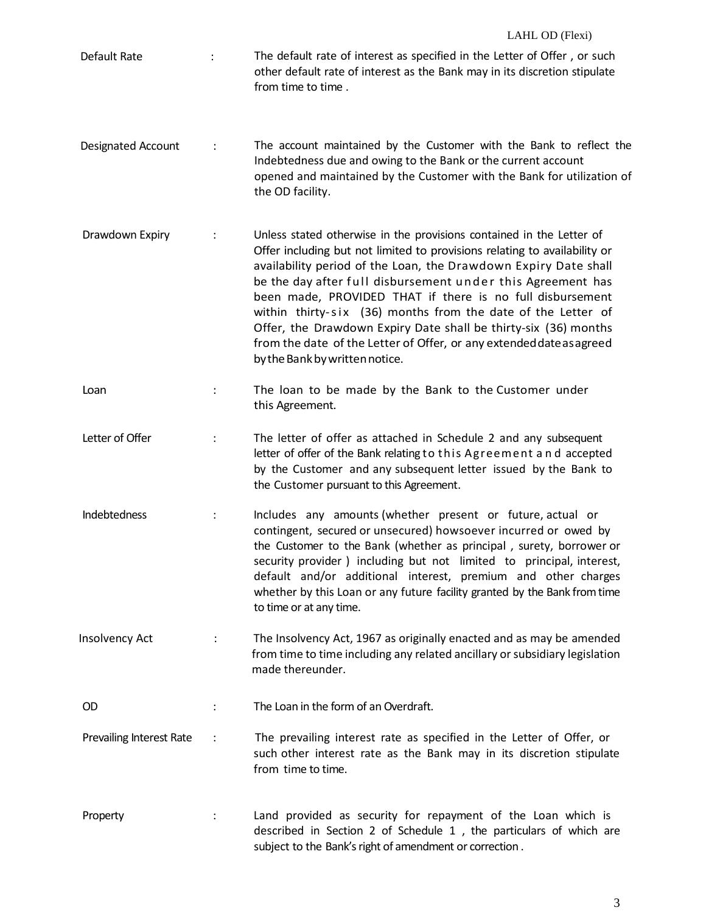| | | |
|---|---|---|
| Default Rate | : | The default rate of interest as specified in the Letter of Offer , or such other default rate of interest as the Bank may in its discretion stipulate from time to time . |
| Designated Account | : | The account maintained by the Customer with the Bank to reflect the Indebtedness due and owing to the Bank or the current account opened and maintained by the Customer with the Bank for utilization of the OD facility. |
| Drawdown Expiry | : | Unless stated otherwise in the provisions contained in the Letter of Offer including but not limited to provisions relating to availability or availability period of the Loan, the Drawdown Expiry Date shall be the day after full disbursement under this Agreement has been made, PROVIDED THAT if there is no full disbursement within thirty-six (36) months from the date of the Letter of Offer, the Drawdown Expiry Date shall be thirty-six (36) months from the date of the Letter of Offer, or any extended date as agreed by the Bank by written notice. |
| Loan | : | The loan to be made by the Bank to the Customer under this Agreement. |
| Letter of Offer | : | The letter of offer as attached in Schedule 2 and any subsequent letter of offer of the Bank relating to this Agreement and accepted by the Customer and any subsequent letter issued by the Bank to the Customer pursuant to this Agreement. |
| Indebtedness | : | Includes any amounts (whether present or future, actual or contingent, secured or unsecured) howsoever incurred or owed by the Customer to the Bank (whether as principal , surety, borrower or security provider ) including but not limited to principal, interest, default and/or additional interest, premium and other charges whether by this Loan or any future facility granted by the Bank from time to time or at any time. |
| Insolvency Act | : | The Insolvency Act, 1967 as originally enacted and as may be amended from time to time including any related ancillary or subsidiary legislation made thereunder. |
| OD | : | The Loan in the form of an Overdraft. |
| Prevailing Interest Rate | : | The prevailing interest rate as specified in the Letter of Offer, or such other interest rate as the Bank may in its discretion stipulate from time to time. |
| Property | : | Land provided as security for repayment of the Loan which is described in Section 2 of Schedule 1 , the particulars of which are subject to the Bank's right of amendment or correction . |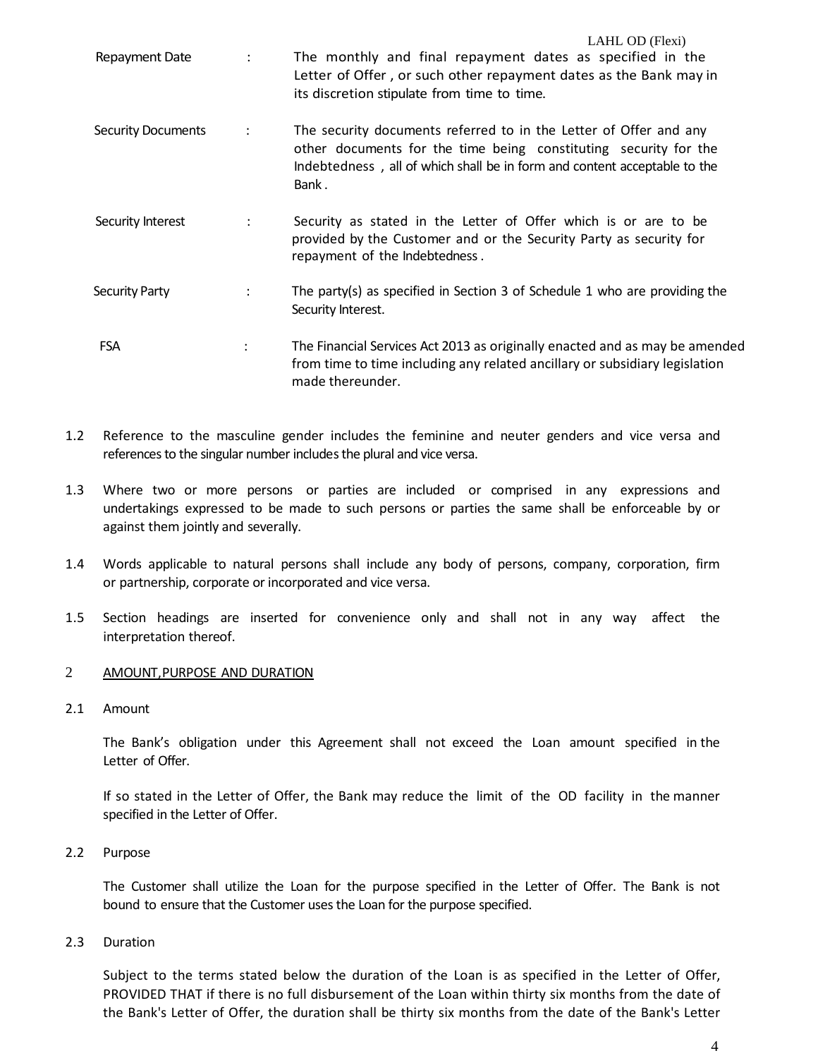| | | |
|---|---|---|
| Repayment Date | : | The monthly and final repayment dates as specified in the Letter of Offer , or such other repayment dates as the Bank may in its discretion stipulate from time to time. |
| Security Documents | : | The security documents referred to in the Letter of Offer and any other documents for the time being constituting security for the Indebtedness , all of which shall be in form and content acceptable to the Bank . |
| Security Interest | : | Security as stated in the Letter of Offer which is or are to be provided by the Customer and or the Security Party as security for repayment of the Indebtedness . |
| Security Party | : | The party(s) as specified in Section 3 of Schedule 1 who are providing the Security Interest. |
| FSA | : | The Financial Services Act 2013 as originally enacted and as may be amended from time to time including any related ancillary or subsidiary legislation made thereunder. |

1.2 Reference to the masculine gender includes the feminine and neuter genders and vice versa and references to the singular number includes the plural and vice versa.

1.3 Where two or more persons or parties are included or comprised in any expressions and undertakings expressed to be made to such persons or parties the same shall be enforceable by or against them jointly and severally.

1.4 Words applicable to natural persons shall include any body of persons, company, corporation, firm or partnership, corporate or incorporated and vice versa.

1.5 Section headings are inserted for convenience only and shall not in any way affect the interpretation thereof.

## 2 AMOUNT,PURPOSE AND DURATION

2.1 Amount

The Bank's obligation under this Agreement shall not exceed the Loan amount specified in the Letter of Offer.

If so stated in the Letter of Offer, the Bank may reduce the limit of the OD facility in the manner specified in the Letter of Offer.

2.2 Purpose

The Customer shall utilize the Loan for the purpose specified in the Letter of Offer. The Bank is not bound to ensure that the Customer uses the Loan for the purpose specified.

2.3 Duration

Subject to the terms stated below the duration of the Loan is as specified in the Letter of Offer, PROVIDED THAT if there is no full disbursement of the Loan within thirty six months from the date of the Bank's Letter of Offer, the duration shall be thirty six months from the date of the Bank's Letter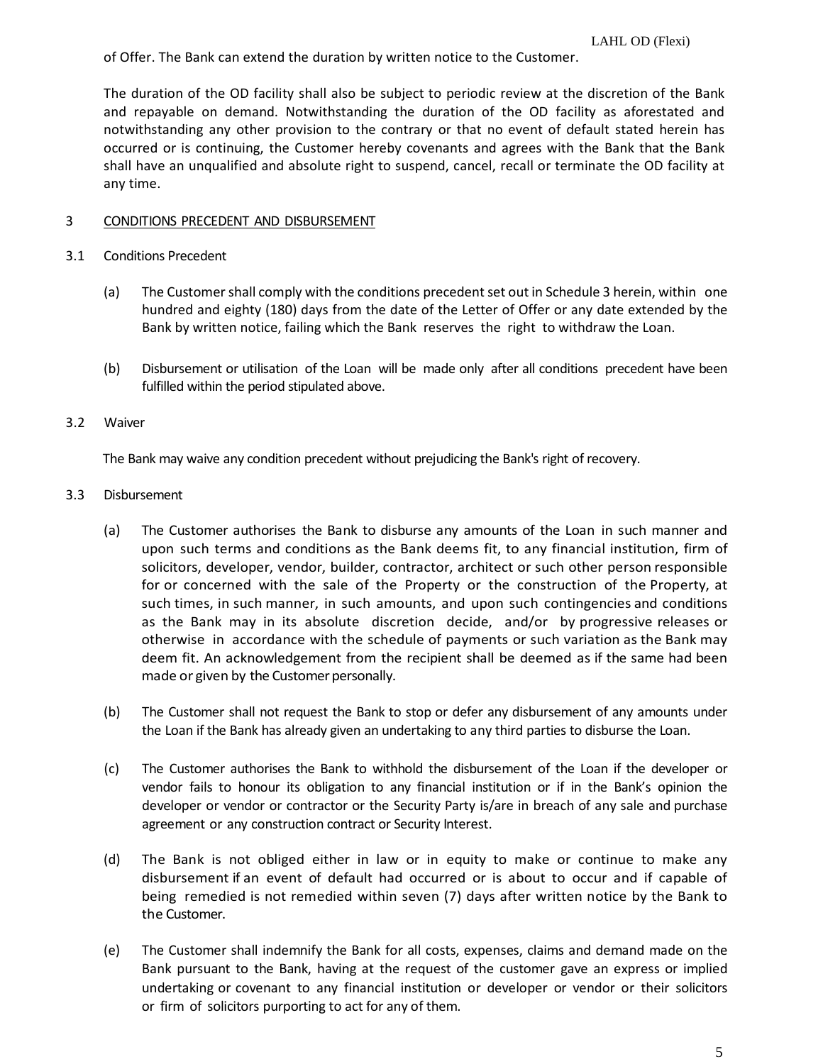of Offer. The Bank can extend the duration by written notice to the Customer.

The duration of the OD facility shall also be subject to periodic review at the discretion of the Bank and repayable on demand. Notwithstanding the duration of the OD facility as aforestated and notwithstanding any other provision to the contrary or that no event of default stated herein has occurred or is continuing, the Customer hereby covenants and agrees with the Bank that the Bank shall have an unqualified and absolute right to suspend, cancel, recall or terminate the OD facility at any time.

## 3 CONDITIONS PRECEDENT AND DISBURSEMENT

### 3.1 Conditions Precedent

(a) The Customer shall comply with the conditions precedent set out in Schedule 3 herein, within one hundred and eighty (180) days from the date of the Letter of Offer or any date extended by the Bank by written notice, failing which the Bank reserves the right to withdraw the Loan.

(b) Disbursement or utilisation of the Loan will be made only after all conditions precedent have been fulfilled within the period stipulated above.

### 3.2 Waiver

The Bank may waive any condition precedent without prejudicing the Bank's right of recovery.

### 3.3 Disbursement

(a) The Customer authorises the Bank to disburse any amounts of the Loan in such manner and upon such terms and conditions as the Bank deems fit, to any financial institution, firm of solicitors, developer, vendor, builder, contractor, architect or such other person responsible for or concerned with the sale of the Property or the construction of the Property, at such times, in such manner, in such amounts, and upon such contingencies and conditions as the Bank may in its absolute discretion decide, and/or by progressive releases or otherwise in accordance with the schedule of payments or such variation as the Bank may deem fit. An acknowledgement from the recipient shall be deemed as if the same had been made or given by the Customer personally.

(b) The Customer shall not request the Bank to stop or defer any disbursement of any amounts under the Loan if the Bank has already given an undertaking to any third parties to disburse the Loan.

(c) The Customer authorises the Bank to withhold the disbursement of the Loan if the developer or vendor fails to honour its obligation to any financial institution or if in the Bank's opinion the developer or vendor or contractor or the Security Party is/are in breach of any sale and purchase agreement or any construction contract or Security Interest.

(d) The Bank is not obliged either in law or in equity to make or continue to make any disbursement if an event of default had occurred or is about to occur and if capable of being remedied is not remedied within seven (7) days after written notice by the Bank to the Customer.

(e) The Customer shall indemnify the Bank for all costs, expenses, claims and demand made on the Bank pursuant to the Bank, having at the request of the customer gave an express or implied undertaking or covenant to any financial institution or developer or vendor or their solicitors or firm of solicitors purporting to act for any of them.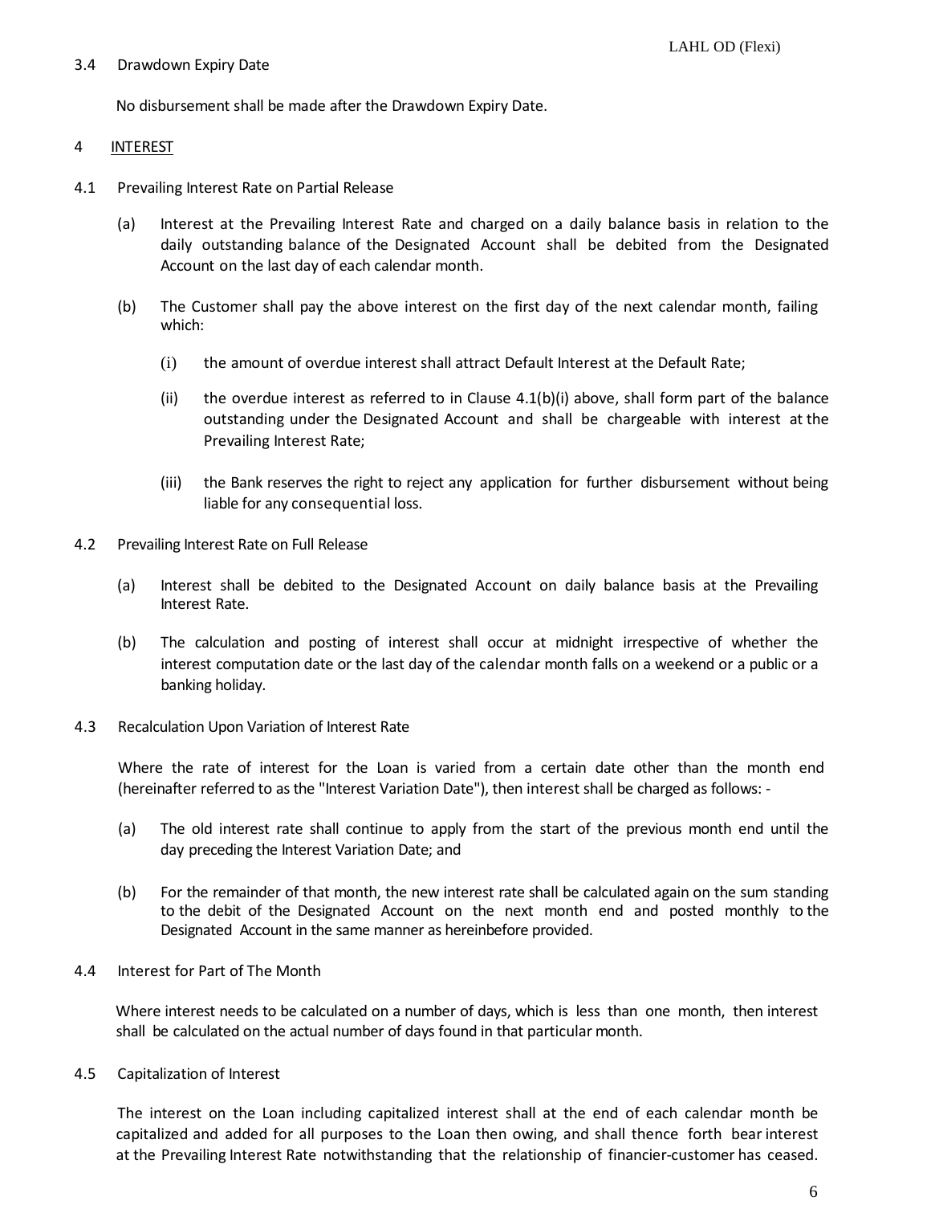3.4 Drawdown Expiry Date

No disbursement shall be made after the Drawdown Expiry Date.

## 4 INTEREST

4.1 Prevailing Interest Rate on Partial Release

(a) Interest at the Prevailing Interest Rate and charged on a daily balance basis in relation to the daily outstanding balance of the Designated Account shall be debited from the Designated Account on the last day of each calendar month.

(b) The Customer shall pay the above interest on the first day of the next calendar month, failing which:

(i) the amount of overdue interest shall attract Default Interest at the Default Rate;

(ii) the overdue interest as referred to in Clause 4.1(b)(i) above, shall form part of the balance outstanding under the Designated Account and shall be chargeable with interest at the Prevailing Interest Rate;

(iii) the Bank reserves the right to reject any application for further disbursement without being liable for any consequential loss.

4.2 Prevailing Interest Rate on Full Release

(a) Interest shall be debited to the Designated Account on daily balance basis at the Prevailing Interest Rate.

(b) The calculation and posting of interest shall occur at midnight irrespective of whether the interest computation date or the last day of the calendar month falls on a weekend or a public or a banking holiday.

4.3 Recalculation Upon Variation of Interest Rate

Where the rate of interest for the Loan is varied from a certain date other than the month end (hereinafter referred to as the "Interest Variation Date"), then interest shall be charged as follows: -

(a) The old interest rate shall continue to apply from the start of the previous month end until the day preceding the Interest Variation Date; and

(b) For the remainder of that month, the new interest rate shall be calculated again on the sum standing to the debit of the Designated Account on the next month end and posted monthly to the Designated Account in the same manner as hereinbefore provided.

4.4 Interest for Part of The Month

Where interest needs to be calculated on a number of days, which is less than one month, then interest shall be calculated on the actual number of days found in that particular month.

4.5 Capitalization of Interest

The interest on the Loan including capitalized interest shall at the end of each calendar month be capitalized and added for all purposes to the Loan then owing, and shall thence forth bear interest at the Prevailing Interest Rate notwithstanding that the relationship of financier-customer has ceased.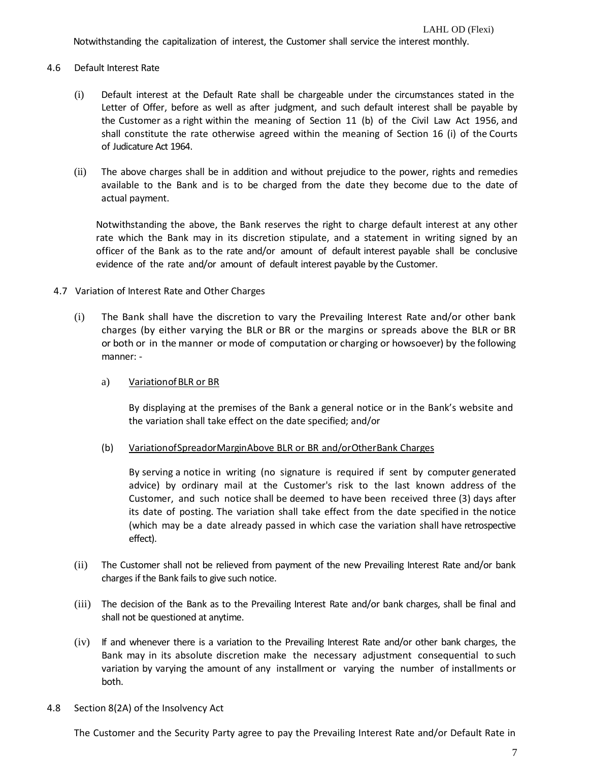Notwithstanding the capitalization of interest, the Customer shall service the interest monthly.

4.6 Default Interest Rate

(i) Default interest at the Default Rate shall be chargeable under the circumstances stated in the Letter of Offer, before as well as after judgment, and such default interest shall be payable by the Customer as a right within the meaning of Section 11 (b) of the Civil Law Act 1956, and shall constitute the rate otherwise agreed within the meaning of Section 16 (i) of the Courts of Judicature Act 1964.

(ii) The above charges shall be in addition and without prejudice to the power, rights and remedies available to the Bank and is to be charged from the date they become due to the date of actual payment.

Notwithstanding the above, the Bank reserves the right to charge default interest at any other rate which the Bank may in its discretion stipulate, and a statement in writing signed by an officer of the Bank as to the rate and/or amount of default interest payable shall be conclusive evidence of the rate and/or amount of default interest payable by the Customer.

4.7 Variation of Interest Rate and Other Charges

(i) The Bank shall have the discretion to vary the Prevailing Interest Rate and/or other bank charges (by either varying the BLR or BR or the margins or spreads above the BLR or BR or both or in the manner or mode of computation or charging or howsoever) by the following manner: -

a) Variation of BLR or BR

By displaying at the premises of the Bank a general notice or in the Bank's website and the variation shall take effect on the date specified; and/or

(b) Variation of Spread or Margin Above BLR or BR and/or Other Bank Charges

By serving a notice in writing (no signature is required if sent by computer generated advice) by ordinary mail at the Customer's risk to the last known address of the Customer, and such notice shall be deemed to have been received three (3) days after its date of posting. The variation shall take effect from the date specified in the notice (which may be a date already passed in which case the variation shall have retrospective effect).

(ii) The Customer shall not be relieved from payment of the new Prevailing Interest Rate and/or bank charges if the Bank fails to give such notice.

(iii) The decision of the Bank as to the Prevailing Interest Rate and/or bank charges, shall be final and shall not be questioned at anytime.

(iv) If and whenever there is a variation to the Prevailing Interest Rate and/or other bank charges, the Bank may in its absolute discretion make the necessary adjustment consequential to such variation by varying the amount of any installment or varying the number of installments or both.

4.8 Section 8(2A) of the Insolvency Act

The Customer and the Security Party agree to pay the Prevailing Interest Rate and/or Default Rate in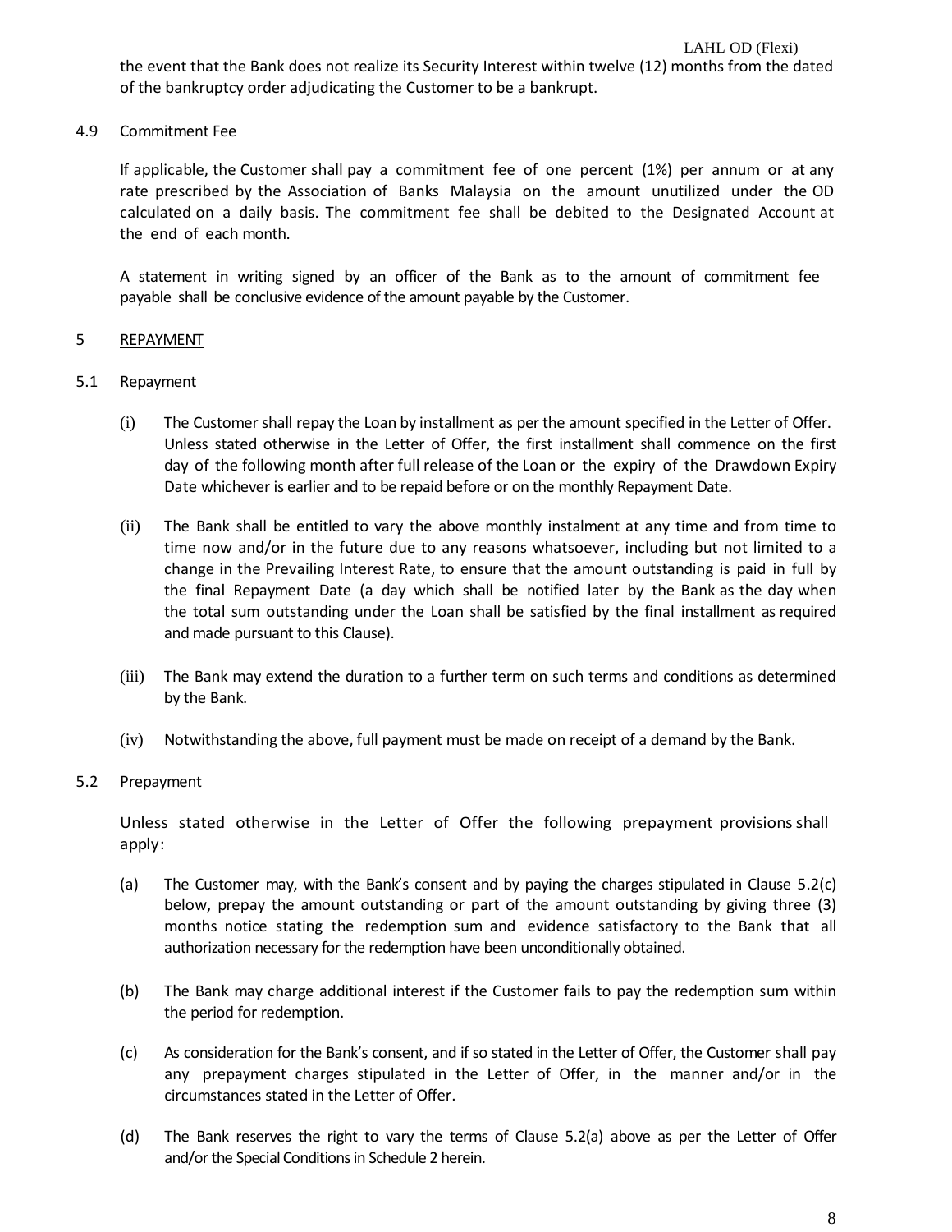the event that the Bank does not realize its Security Interest within twelve (12) months from the dated of the bankruptcy order adjudicating the Customer to be a bankrupt.

4.9 Commitment Fee

If applicable, the Customer shall pay a commitment fee of one percent (1%) per annum or at any rate prescribed by the Association of Banks Malaysia on the amount unutilized under the OD calculated on a daily basis. The commitment fee shall be debited to the Designated Account at the end of each month.

A statement in writing signed by an officer of the Bank as to the amount of commitment fee payable shall be conclusive evidence of the amount payable by the Customer.

## 5 REPAYMENT

5.1 Repayment

(i) The Customer shall repay the Loan by installment as per the amount specified in the Letter of Offer. Unless stated otherwise in the Letter of Offer, the first installment shall commence on the first day of the following month after full release of the Loan or the expiry of the Drawdown Expiry Date whichever is earlier and to be repaid before or on the monthly Repayment Date.

(ii) The Bank shall be entitled to vary the above monthly instalment at any time and from time to time now and/or in the future due to any reasons whatsoever, including but not limited to a change in the Prevailing Interest Rate, to ensure that the amount outstanding is paid in full by the final Repayment Date (a day which shall be notified later by the Bank as the day when the total sum outstanding under the Loan shall be satisfied by the final installment as required and made pursuant to this Clause).

(iii) The Bank may extend the duration to a further term on such terms and conditions as determined by the Bank.

(iv) Notwithstanding the above, full payment must be made on receipt of a demand by the Bank.

5.2 Prepayment

Unless stated otherwise in the Letter of Offer the following prepayment provisions shall apply:

(a) The Customer may, with the Bank's consent and by paying the charges stipulated in Clause 5.2(c) below, prepay the amount outstanding or part of the amount outstanding by giving three (3) months notice stating the redemption sum and evidence satisfactory to the Bank that all authorization necessary for the redemption have been unconditionally obtained.

(b) The Bank may charge additional interest if the Customer fails to pay the redemption sum within the period for redemption.

(c) As consideration for the Bank's consent, and if so stated in the Letter of Offer, the Customer shall pay any prepayment charges stipulated in the Letter of Offer, in the manner and/or in the circumstances stated in the Letter of Offer.

(d) The Bank reserves the right to vary the terms of Clause 5.2(a) above as per the Letter of Offer and/or the Special Conditions in Schedule 2 herein.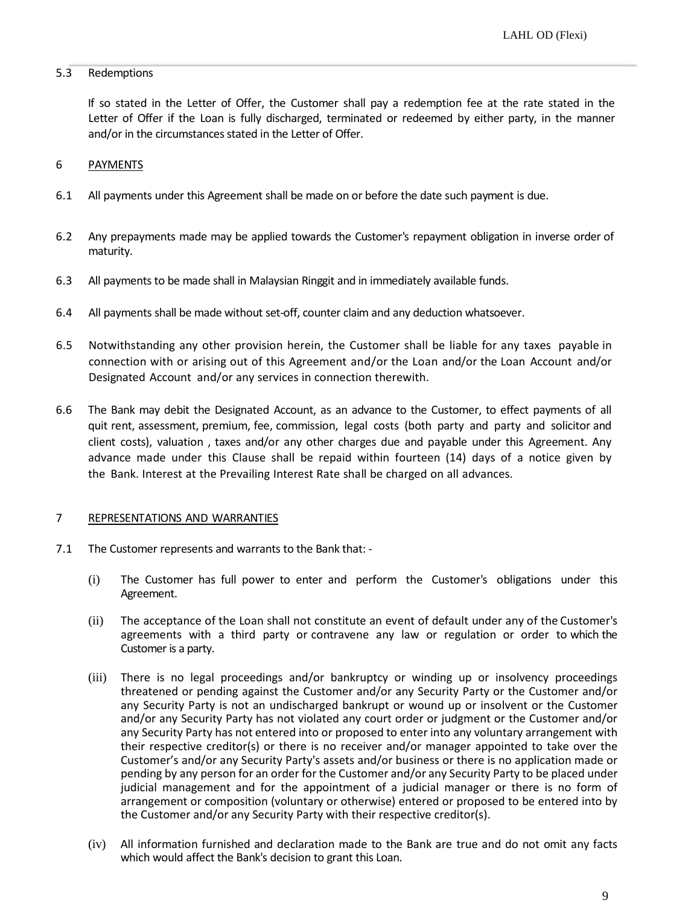5.3 Redemptions

If so stated in the Letter of Offer, the Customer shall pay a redemption fee at the rate stated in the Letter of Offer if the Loan is fully discharged, terminated or redeemed by either party, in the manner and/or in the circumstances stated in the Letter of Offer.

## 6 PAYMENTS

6.1 All payments under this Agreement shall be made on or before the date such payment is due.

6.2 Any prepayments made may be applied towards the Customer's repayment obligation in inverse order of maturity.

6.3 All payments to be made shall in Malaysian Ringgit and in immediately available funds.

6.4 All payments shall be made without set-off, counter claim and any deduction whatsoever.

6.5 Notwithstanding any other provision herein, the Customer shall be liable for any taxes payable in connection with or arising out of this Agreement and/or the Loan and/or the Loan Account and/or Designated Account and/or any services in connection therewith.

6.6 The Bank may debit the Designated Account, as an advance to the Customer, to effect payments of all quit rent, assessment, premium, fee, commission, legal costs (both party and party and solicitor and client costs), valuation , taxes and/or any other charges due and payable under this Agreement. Any advance made under this Clause shall be repaid within fourteen (14) days of a notice given by the Bank. Interest at the Prevailing Interest Rate shall be charged on all advances.

## 7 REPRESENTATIONS AND WARRANTIES

7.1 The Customer represents and warrants to the Bank that: -

(i) The Customer has full power to enter and perform the Customer's obligations under this Agreement.

(ii) The acceptance of the Loan shall not constitute an event of default under any of the Customer's agreements with a third party or contravene any law or regulation or order to which the Customer is a party.

(iii) There is no legal proceedings and/or bankruptcy or winding up or insolvency proceedings threatened or pending against the Customer and/or any Security Party or the Customer and/or any Security Party is not an undischarged bankrupt or wound up or insolvent or the Customer and/or any Security Party has not violated any court order or judgment or the Customer and/or any Security Party has not entered into or proposed to enter into any voluntary arrangement with their respective creditor(s) or there is no receiver and/or manager appointed to take over the Customer's and/or any Security Party's assets and/or business or there is no application made or pending by any person for an order for the Customer and/or any Security Party to be placed under judicial management and for the appointment of a judicial manager or there is no form of arrangement or composition (voluntary or otherwise) entered or proposed to be entered into by the Customer and/or any Security Party with their respective creditor(s).

(iv) All information furnished and declaration made to the Bank are true and do not omit any facts which would affect the Bank's decision to grant this Loan.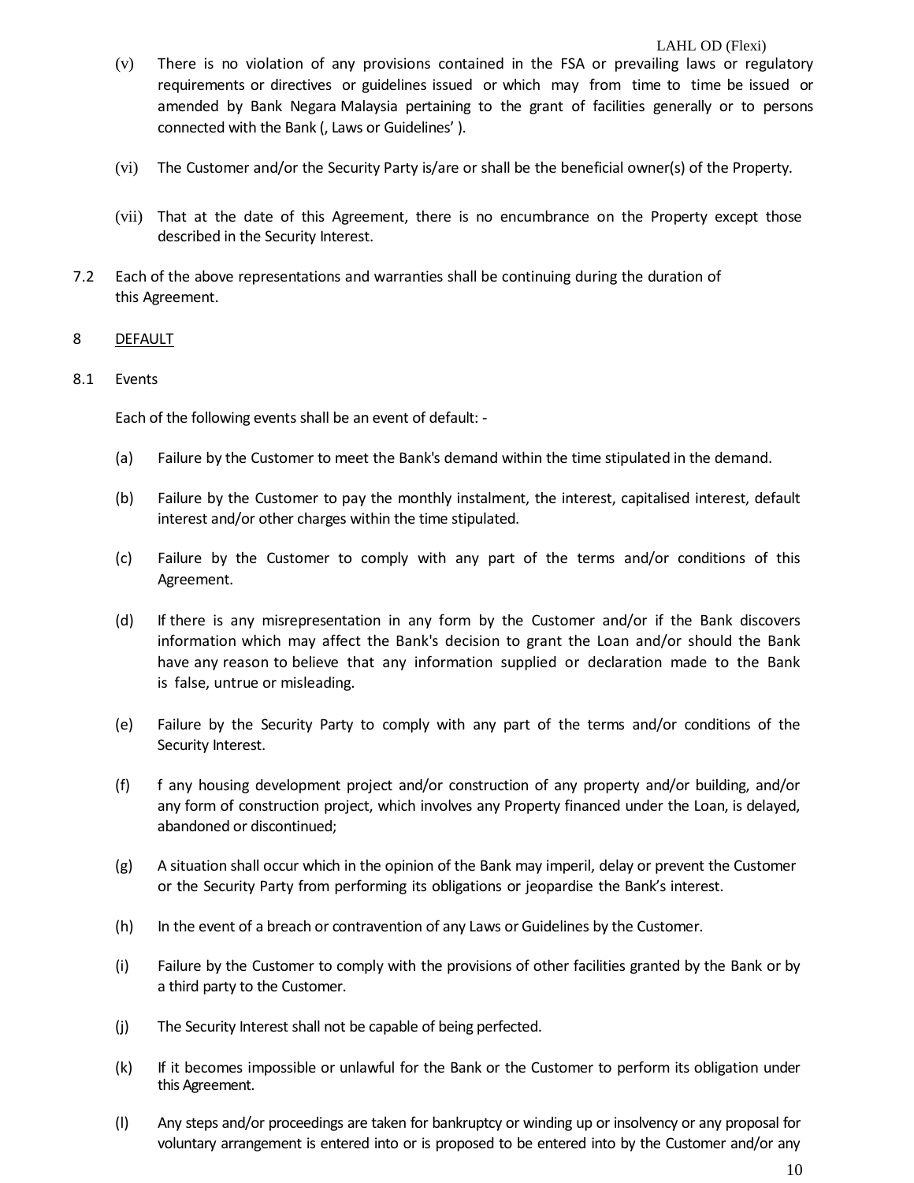(v) There is no violation of any provisions contained in the FSA or prevailing laws or regulatory requirements or directives or guidelines issued or which may from time to time be issued or amended by Bank Negara Malaysia pertaining to the grant of facilities generally or to persons connected with the Bank (, Laws or Guidelines' ).

(vi) The Customer and/or the Security Party is/are or shall be the beneficial owner(s) of the Property.

(vii) That at the date of this Agreement, there is no encumbrance on the Property except those described in the Security Interest.

7.2 Each of the above representations and warranties shall be continuing during the duration of this Agreement.

## 8 DEFAULT

8.1 Events

Each of the following events shall be an event of default: -

(a) Failure by the Customer to meet the Bank's demand within the time stipulated in the demand.

(b) Failure by the Customer to pay the monthly instalment, the interest, capitalised interest, default interest and/or other charges within the time stipulated.

(c) Failure by the Customer to comply with any part of the terms and/or conditions of this Agreement.

(d) If there is any misrepresentation in any form by the Customer and/or if the Bank discovers information which may affect the Bank's decision to grant the Loan and/or should the Bank have any reason to believe that any information supplied or declaration made to the Bank is false, untrue or misleading.

(e) Failure by the Security Party to comply with any part of the terms and/or conditions of the Security Interest.

(f) f any housing development project and/or construction of any property and/or building, and/or any form of construction project, which involves any Property financed under the Loan, is delayed, abandoned or discontinued;

(g) A situation shall occur which in the opinion of the Bank may imperil, delay or prevent the Customer or the Security Party from performing its obligations or jeopardise the Bank's interest.

(h) In the event of a breach or contravention of any Laws or Guidelines by the Customer.

(i) Failure by the Customer to comply with the provisions of other facilities granted by the Bank or by a third party to the Customer.

(j) The Security Interest shall not be capable of being perfected.

(k) If it becomes impossible or unlawful for the Bank or the Customer to perform its obligation under this Agreement.

(l) Any steps and/or proceedings are taken for bankruptcy or winding up or insolvency or any proposal for voluntary arrangement is entered into or is proposed to be entered into by the Customer and/or any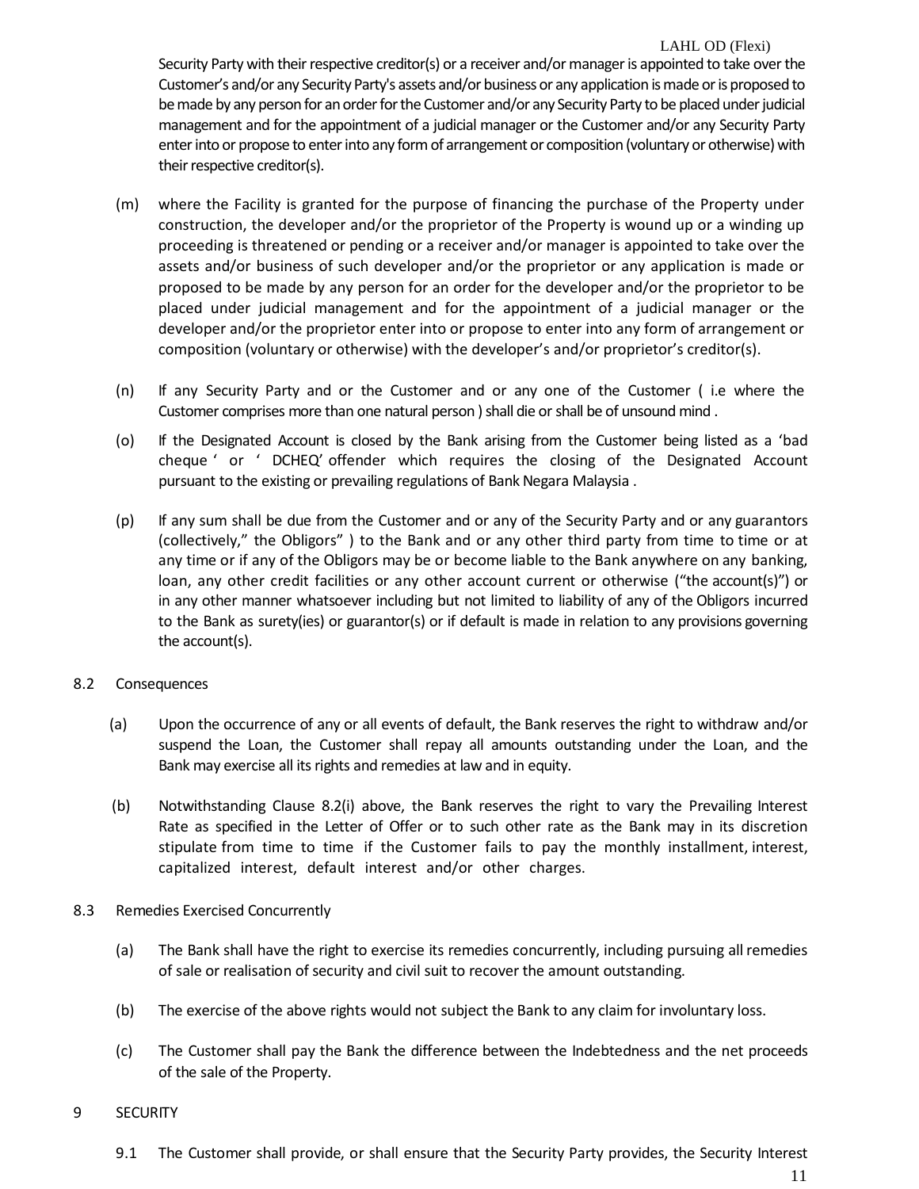Security Party with their respective creditor(s) or a receiver and/or manager is appointed to take over the Customer's and/or any Security Party's assets and/or business or any application is made or is proposed to be made by any person for an order for the Customer and/or any Security Party to be placed under judicial management and for the appointment of a judicial manager or the Customer and/or any Security Party enter into or propose to enter into any form of arrangement or composition (voluntary or otherwise) with their respective creditor(s).

(m) where the Facility is granted for the purpose of financing the purchase of the Property under construction, the developer and/or the proprietor of the Property is wound up or a winding up proceeding is threatened or pending or a receiver and/or manager is appointed to take over the assets and/or business of such developer and/or the proprietor or any application is made or proposed to be made by any person for an order for the developer and/or the proprietor to be placed under judicial management and for the appointment of a judicial manager or the developer and/or the proprietor enter into or propose to enter into any form of arrangement or composition (voluntary or otherwise) with the developer's and/or proprietor's creditor(s).

(n) If any Security Party and or the Customer and or any one of the Customer ( i.e where the Customer comprises more than one natural person ) shall die or shall be of unsound mind .

(o) If the Designated Account is closed by the Bank arising from the Customer being listed as a 'bad cheque ' or ' DCHEQ' offender which requires the closing of the Designated Account pursuant to the existing or prevailing regulations of Bank Negara Malaysia .

(p) If any sum shall be due from the Customer and or any of the Security Party and or any guarantors (collectively," the Obligors" ) to the Bank and or any other third party from time to time or at any time or if any of the Obligors may be or become liable to the Bank anywhere on any banking, loan, any other credit facilities or any other account current or otherwise ("the account(s)") or in any other manner whatsoever including but not limited to liability of any of the Obligors incurred to the Bank as surety(ies) or guarantor(s) or if default is made in relation to any provisions governing the account(s).

8.2 Consequences

(a) Upon the occurrence of any or all events of default, the Bank reserves the right to withdraw and/or suspend the Loan, the Customer shall repay all amounts outstanding under the Loan, and the Bank may exercise all its rights and remedies at law and in equity.

(b) Notwithstanding Clause 8.2(i) above, the Bank reserves the right to vary the Prevailing Interest Rate as specified in the Letter of Offer or to such other rate as the Bank may in its discretion stipulate from time to time if the Customer fails to pay the monthly installment, interest, capitalized interest, default interest and/or other charges.

8.3 Remedies Exercised Concurrently

(a) The Bank shall have the right to exercise its remedies concurrently, including pursuing all remedies of sale or realisation of security and civil suit to recover the amount outstanding.

(b) The exercise of the above rights would not subject the Bank to any claim for involuntary loss.

(c) The Customer shall pay the Bank the difference between the Indebtedness and the net proceeds of the sale of the Property.

## 9 SECURITY

9.1 The Customer shall provide, or shall ensure that the Security Party provides, the Security Interest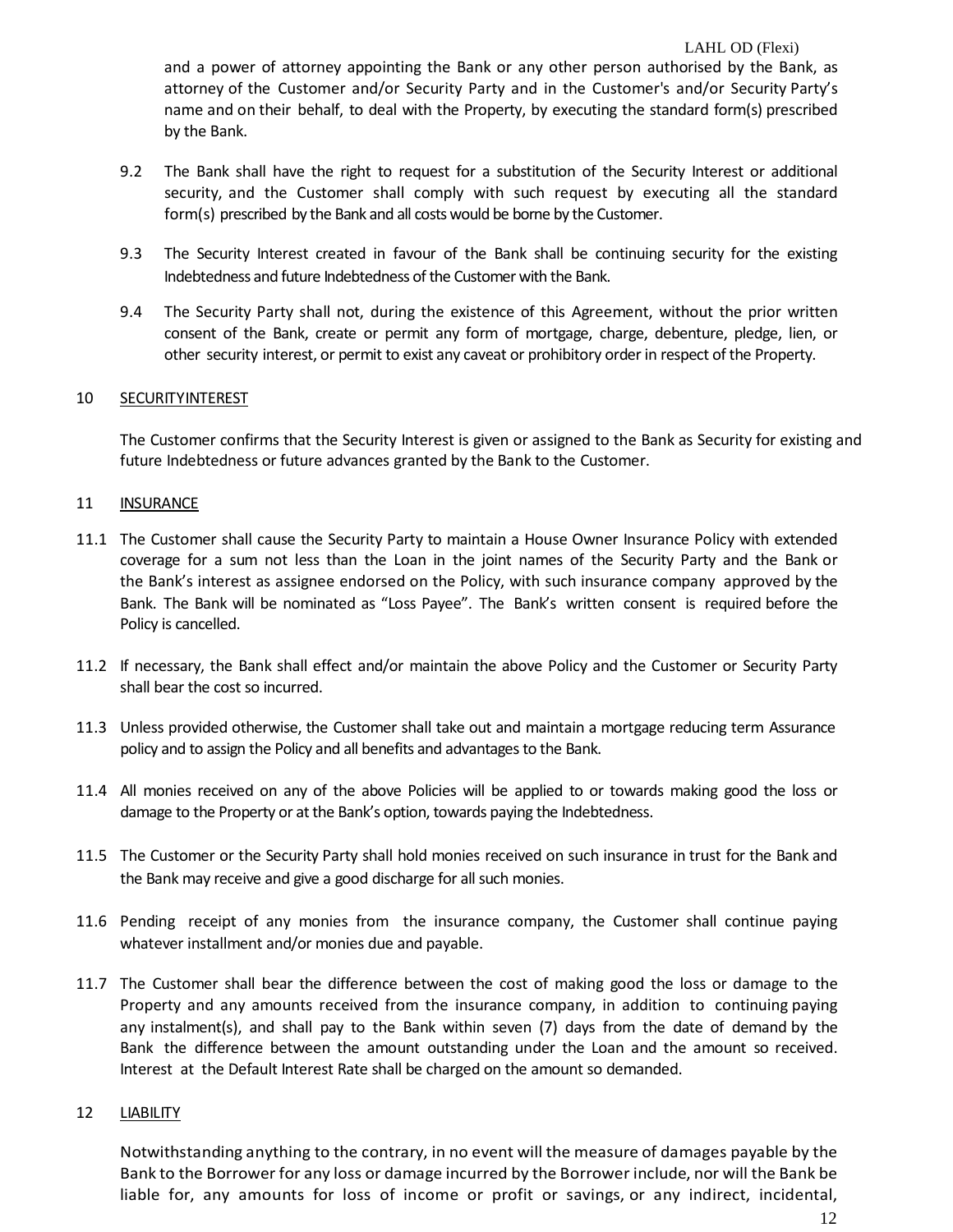and a power of attorney appointing the Bank or any other person authorised by the Bank, as attorney of the Customer and/or Security Party and in the Customer's and/or Security Party's name and on their behalf, to deal with the Property, by executing the standard form(s) prescribed by the Bank.

9.2 The Bank shall have the right to request for a substitution of the Security Interest or additional security, and the Customer shall comply with such request by executing all the standard form(s) prescribed by the Bank and all costs would be borne by the Customer.

9.3 The Security Interest created in favour of the Bank shall be continuing security for the existing Indebtedness and future Indebtedness of the Customer with the Bank.

9.4 The Security Party shall not, during the existence of this Agreement, without the prior written consent of the Bank, create or permit any form of mortgage, charge, debenture, pledge, lien, or other security interest, or permit to exist any caveat or prohibitory order in respect of the Property.

## 10 SECURITYINTEREST

The Customer confirms that the Security Interest is given or assigned to the Bank as Security for existing and future Indebtedness or future advances granted by the Bank to the Customer.

## 11 INSURANCE

11.1 The Customer shall cause the Security Party to maintain a House Owner Insurance Policy with extended coverage for a sum not less than the Loan in the joint names of the Security Party and the Bank or the Bank's interest as assignee endorsed on the Policy, with such insurance company approved by the Bank. The Bank will be nominated as "Loss Payee". The Bank's written consent is required before the Policy is cancelled.

11.2 If necessary, the Bank shall effect and/or maintain the above Policy and the Customer or Security Party shall bear the cost so incurred.

11.3 Unless provided otherwise, the Customer shall take out and maintain a mortgage reducing term Assurance policy and to assign the Policy and all benefits and advantages to the Bank.

11.4 All monies received on any of the above Policies will be applied to or towards making good the loss or damage to the Property or at the Bank's option, towards paying the Indebtedness.

11.5 The Customer or the Security Party shall hold monies received on such insurance in trust for the Bank and the Bank may receive and give a good discharge for all such monies.

11.6 Pending receipt of any monies from the insurance company, the Customer shall continue paying whatever installment and/or monies due and payable.

11.7 The Customer shall bear the difference between the cost of making good the loss or damage to the Property and any amounts received from the insurance company, in addition to continuing paying any instalment(s), and shall pay to the Bank within seven (7) days from the date of demand by the Bank the difference between the amount outstanding under the Loan and the amount so received. Interest at the Default Interest Rate shall be charged on the amount so demanded.

## 12 LIABILITY

Notwithstanding anything to the contrary, in no event will the measure of damages payable by the Bank to the Borrower for any loss or damage incurred by the Borrower include, nor will the Bank be liable for, any amounts for loss of income or profit or savings, or any indirect, incidental,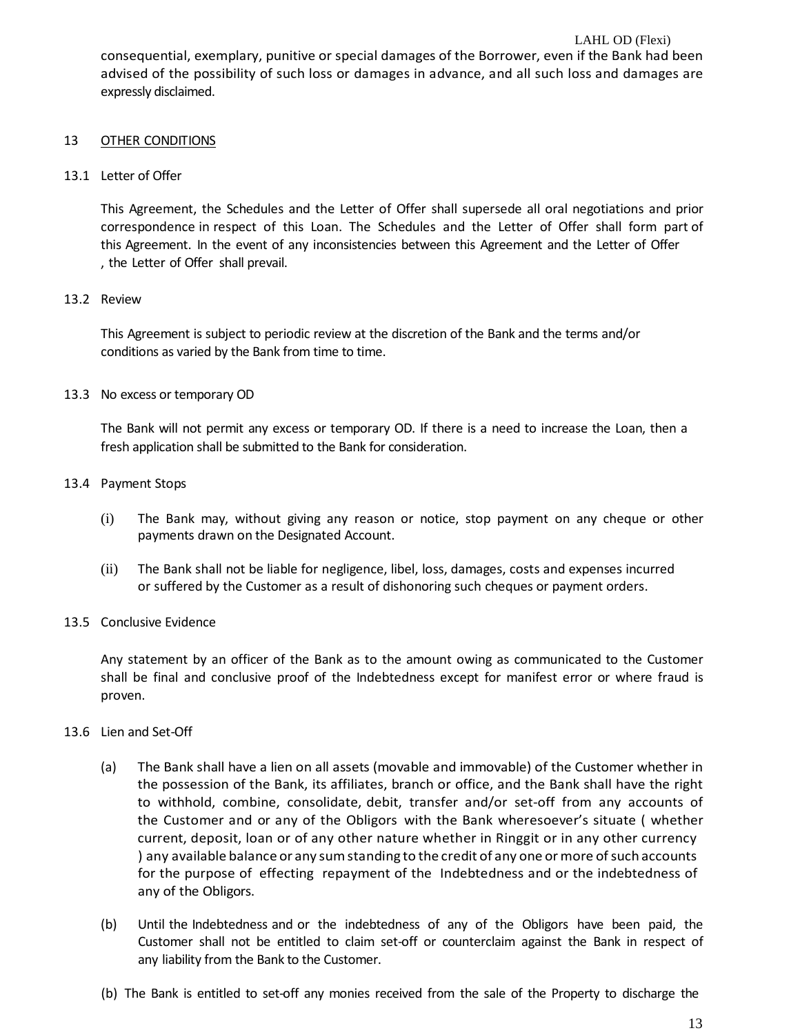consequential, exemplary, punitive or special damages of the Borrower, even if the Bank had been advised of the possibility of such loss or damages in advance, and all such loss and damages are expressly disclaimed.

## 13 OTHER CONDITIONS

### 13.1 Letter of Offer

This Agreement, the Schedules and the Letter of Offer shall supersede all oral negotiations and prior correspondence in respect of this Loan. The Schedules and the Letter of Offer shall form part of this Agreement. In the event of any inconsistencies between this Agreement and the Letter of Offer , the Letter of Offer shall prevail.

### 13.2 Review

This Agreement is subject to periodic review at the discretion of the Bank and the terms and/or conditions as varied by the Bank from time to time.

### 13.3 No excess or temporary OD

The Bank will not permit any excess or temporary OD. If there is a need to increase the Loan, then a fresh application shall be submitted to the Bank for consideration.

### 13.4 Payment Stops

(i) The Bank may, without giving any reason or notice, stop payment on any cheque or other payments drawn on the Designated Account.

(ii) The Bank shall not be liable for negligence, libel, loss, damages, costs and expenses incurred or suffered by the Customer as a result of dishonoring such cheques or payment orders.

### 13.5 Conclusive Evidence

Any statement by an officer of the Bank as to the amount owing as communicated to the Customer shall be final and conclusive proof of the Indebtedness except for manifest error or where fraud is proven.

### 13.6 Lien and Set-Off

(a) The Bank shall have a lien on all assets (movable and immovable) of the Customer whether in the possession of the Bank, its affiliates, branch or office, and the Bank shall have the right to withhold, combine, consolidate, debit, transfer and/or set-off from any accounts of the Customer and or any of the Obligors with the Bank wheresoever's situate ( whether current, deposit, loan or of any other nature whether in Ringgit or in any other currency ) any available balance or any sum standing to the credit of any one or more of such accounts for the purpose of effecting repayment of the Indebtedness and or the indebtedness of any of the Obligors.

(b) Until the Indebtedness and or the indebtedness of any of the Obligors have been paid, the Customer shall not be entitled to claim set-off or counterclaim against the Bank in respect of any liability from the Bank to the Customer.

(b) The Bank is entitled to set-off any monies received from the sale of the Property to discharge the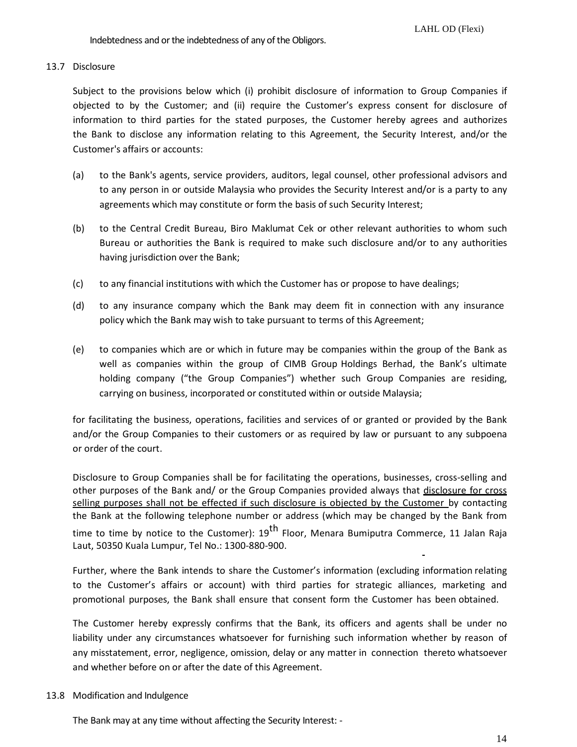Indebtedness and or the indebtedness of any of the Obligors.

13.7 Disclosure

Subject to the provisions below which (i) prohibit disclosure of information to Group Companies if objected to by the Customer; and (ii) require the Customer's express consent for disclosure of information to third parties for the stated purposes, the Customer hereby agrees and authorizes the Bank to disclose any information relating to this Agreement, the Security Interest, and/or the Customer's affairs or accounts:

(a) to the Bank's agents, service providers, auditors, legal counsel, other professional advisors and to any person in or outside Malaysia who provides the Security Interest and/or is a party to any agreements which may constitute or form the basis of such Security Interest;

(b) to the Central Credit Bureau, Biro Maklumat Cek or other relevant authorities to whom such Bureau or authorities the Bank is required to make such disclosure and/or to any authorities having jurisdiction over the Bank;

(c) to any financial institutions with which the Customer has or propose to have dealings;

(d) to any insurance company which the Bank may deem fit in connection with any insurance policy which the Bank may wish to take pursuant to terms of this Agreement;

(e) to companies which are or which in future may be companies within the group of the Bank as well as companies within the group of CIMB Group Holdings Berhad, the Bank's ultimate holding company ("the Group Companies") whether such Group Companies are residing, carrying on business, incorporated or constituted within or outside Malaysia;

for facilitating the business, operations, facilities and services of or granted or provided by the Bank and/or the Group Companies to their customers or as required by law or pursuant to any subpoena or order of the court.

Disclosure to Group Companies shall be for facilitating the operations, businesses, cross-selling and other purposes of the Bank and/ or the Group Companies provided always that <u>disclosure for cross selling purposes shall not be effected if such disclosure is objected by the Customer</u> by contacting the Bank at the following telephone number or address (which may be changed by the Bank from time to time by notice to the Customer): 19th Floor, Menara Bumiputra Commerce, 11 Jalan Raja Laut, 50350 Kuala Lumpur, Tel No.: 1300-880-900.

Further, where the Bank intends to share the Customer's information (excluding information relating to the Customer's affairs or account) with third parties for strategic alliances, marketing and promotional purposes, the Bank shall ensure that consent form the Customer has been obtained.

The Customer hereby expressly confirms that the Bank, its officers and agents shall be under no liability under any circumstances whatsoever for furnishing such information whether by reason of any misstatement, error, negligence, omission, delay or any matter in connection thereto whatsoever and whether before on or after the date of this Agreement.

13.8 Modification and Indulgence

The Bank may at any time without affecting the Security Interest: -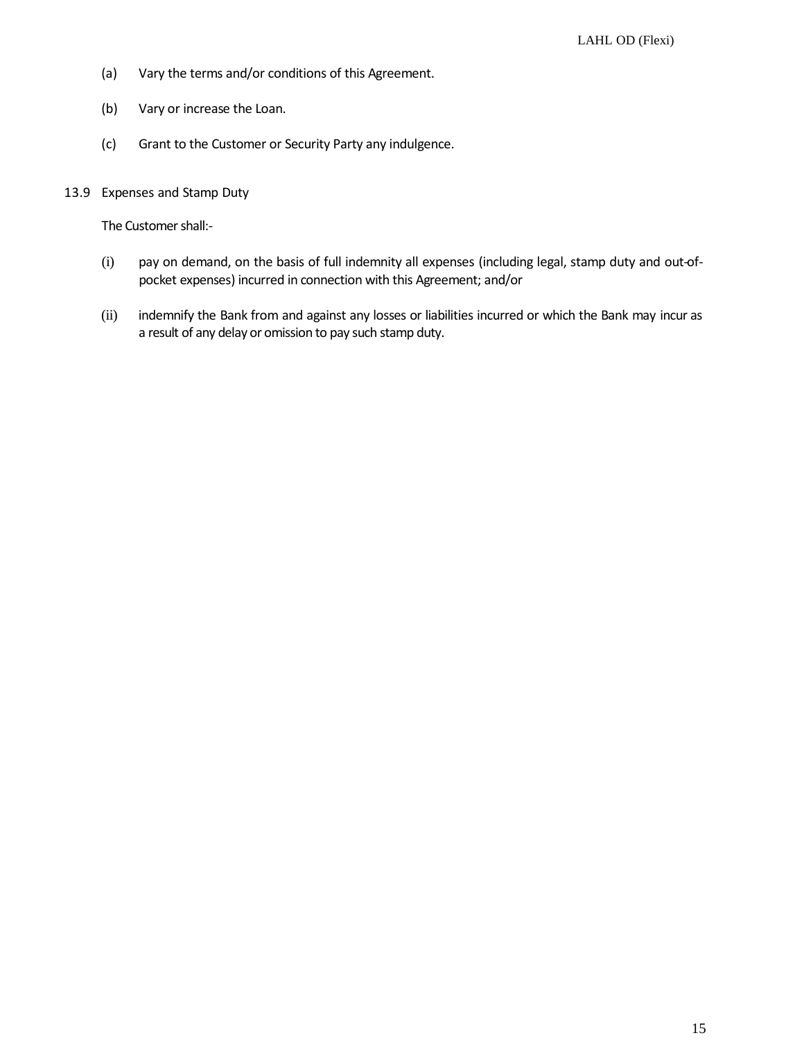(a) Vary the terms and/or conditions of this Agreement.

(b) Vary or increase the Loan.

(c) Grant to the Customer or Security Party any indulgence.

13.9 Expenses and Stamp Duty

The Customer shall:-

(i) pay on demand, on the basis of full indemnity all expenses (including legal, stamp duty and out-of-pocket expenses) incurred in connection with this Agreement; and/or

(ii) indemnify the Bank from and against any losses or liabilities incurred or which the Bank may incur as a result of any delay or omission to pay such stamp duty.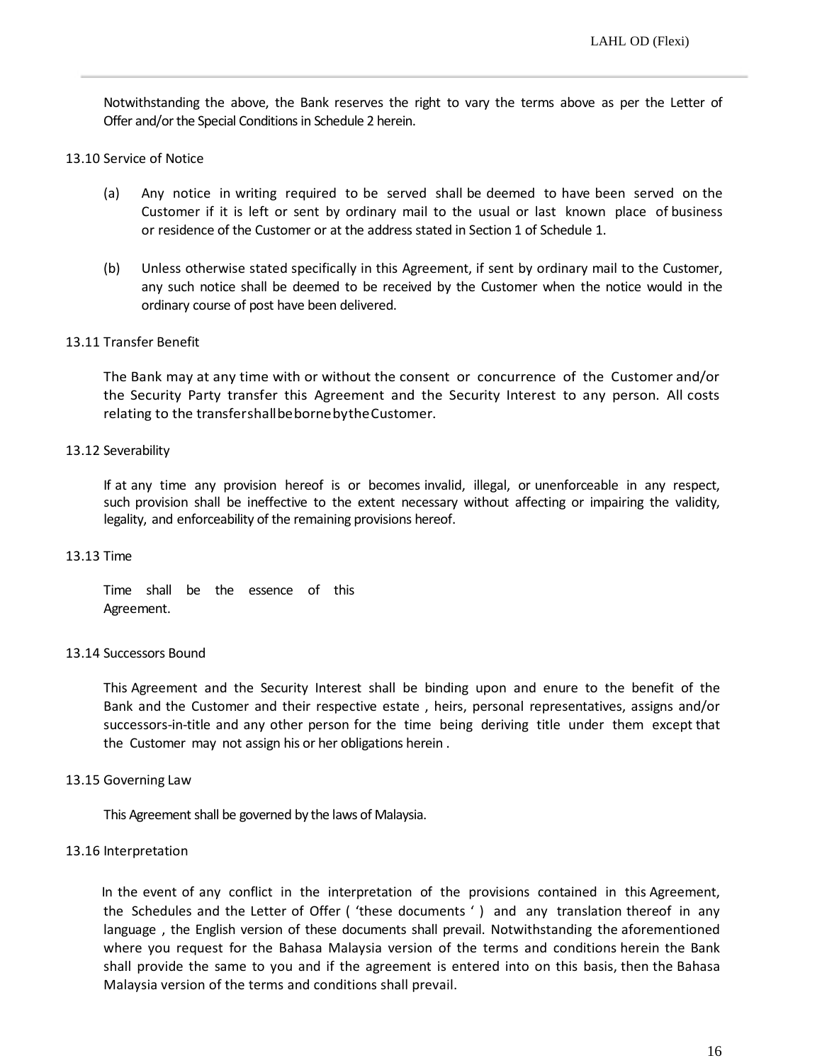Notwithstanding the above, the Bank reserves the right to vary the terms above as per the Letter of Offer and/or the Special Conditions in Schedule 2 herein.

13.10 Service of Notice

(a) Any notice in writing required to be served shall be deemed to have been served on the Customer if it is left or sent by ordinary mail to the usual or last known place of business or residence of the Customer or at the address stated in Section 1 of Schedule 1.

(b) Unless otherwise stated specifically in this Agreement, if sent by ordinary mail to the Customer, any such notice shall be deemed to be received by the Customer when the notice would in the ordinary course of post have been delivered.

13.11 Transfer Benefit

The Bank may at any time with or without the consent or concurrence of the Customer and/or the Security Party transfer this Agreement and the Security Interest to any person. All costs relating to the transfer shall be borne by the Customer.

13.12 Severability

If at any time any provision hereof is or becomes invalid, illegal, or unenforceable in any respect, such provision shall be ineffective to the extent necessary without affecting or impairing the validity, legality, and enforceability of the remaining provisions hereof.

13.13 Time

Time shall be the essence of this Agreement.

13.14 Successors Bound

This Agreement and the Security Interest shall be binding upon and enure to the benefit of the Bank and the Customer and their respective estate , heirs, personal representatives, assigns and/or successors-in-title and any other person for the time being deriving title under them except that the Customer may not assign his or her obligations herein .

13.15 Governing Law

This Agreement shall be governed by the laws of Malaysia.

13.16 Interpretation

In the event of any conflict in the interpretation of the provisions contained in this Agreement, the Schedules and the Letter of Offer ( 'these documents ' ) and any translation thereof in any language , the English version of these documents shall prevail. Notwithstanding the aforementioned where you request for the Bahasa Malaysia version of the terms and conditions herein the Bank shall provide the same to you and if the agreement is entered into on this basis, then the Bahasa Malaysia version of the terms and conditions shall prevail.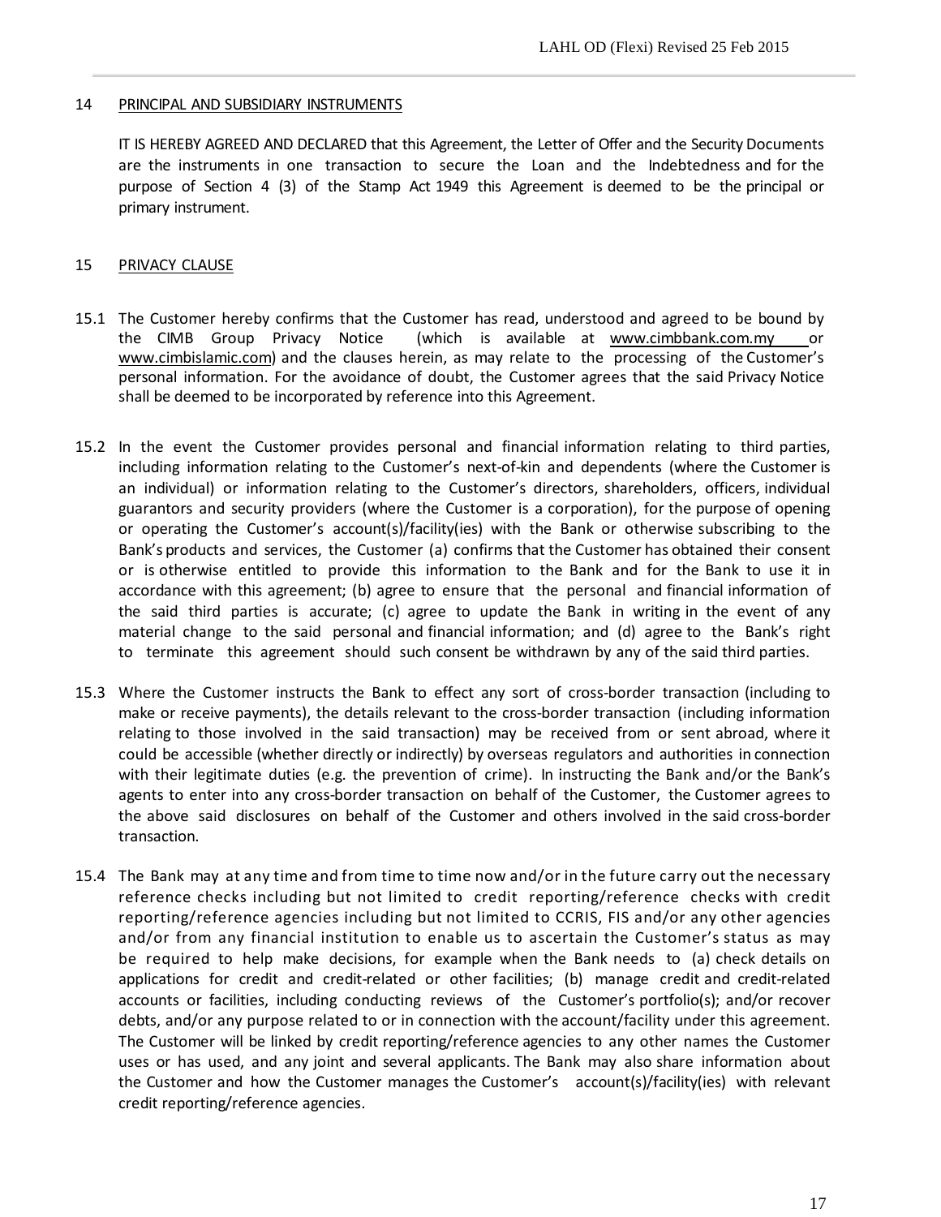## 14 PRINCIPAL AND SUBSIDIARY INSTRUMENTS

IT IS HEREBY AGREED AND DECLARED that this Agreement, the Letter of Offer and the Security Documents are the instruments in one transaction to secure the Loan and the Indebtedness and for the purpose of Section 4 (3) of the Stamp Act 1949 this Agreement is deemed to be the principal or primary instrument.

## 15 PRIVACY CLAUSE

15.1 The Customer hereby confirms that the Customer has read, understood and agreed to be bound by the CIMB Group Privacy Notice (which is available at www.cimbbank.com.my or www.cimbislamic.com) and the clauses herein, as may relate to the processing of the Customer's personal information. For the avoidance of doubt, the Customer agrees that the said Privacy Notice shall be deemed to be incorporated by reference into this Agreement.

15.2 In the event the Customer provides personal and financial information relating to third parties, including information relating to the Customer's next-of-kin and dependents (where the Customer is an individual) or information relating to the Customer's directors, shareholders, officers, individual guarantors and security providers (where the Customer is a corporation), for the purpose of opening or operating the Customer's account(s)/facility(ies) with the Bank or otherwise subscribing to the Bank's products and services, the Customer (a) confirms that the Customer has obtained their consent or is otherwise entitled to provide this information to the Bank and for the Bank to use it in accordance with this agreement; (b) agree to ensure that the personal and financial information of the said third parties is accurate; (c) agree to update the Bank in writing in the event of any material change to the said personal and financial information; and (d) agree to the Bank's right to terminate this agreement should such consent be withdrawn by any of the said third parties.

15.3 Where the Customer instructs the Bank to effect any sort of cross-border transaction (including to make or receive payments), the details relevant to the cross-border transaction (including information relating to those involved in the said transaction) may be received from or sent abroad, where it could be accessible (whether directly or indirectly) by overseas regulators and authorities in connection with their legitimate duties (e.g. the prevention of crime). In instructing the Bank and/or the Bank's agents to enter into any cross-border transaction on behalf of the Customer, the Customer agrees to the above said disclosures on behalf of the Customer and others involved in the said cross-border transaction.

15.4 The Bank may at any time and from time to time now and/or in the future carry out the necessary reference checks including but not limited to credit reporting/reference checks with credit reporting/reference agencies including but not limited to CCRIS, FIS and/or any other agencies and/or from any financial institution to enable us to ascertain the Customer's status as may be required to help make decisions, for example when the Bank needs to (a) check details on applications for credit and credit-related or other facilities; (b) manage credit and credit-related accounts or facilities, including conducting reviews of the Customer's portfolio(s); and/or recover debts, and/or any purpose related to or in connection with the account/facility under this agreement. The Customer will be linked by credit reporting/reference agencies to any other names the Customer uses or has used, and any joint and several applicants. The Bank may also share information about the Customer and how the Customer manages the Customer's account(s)/facility(ies) with relevant credit reporting/reference agencies.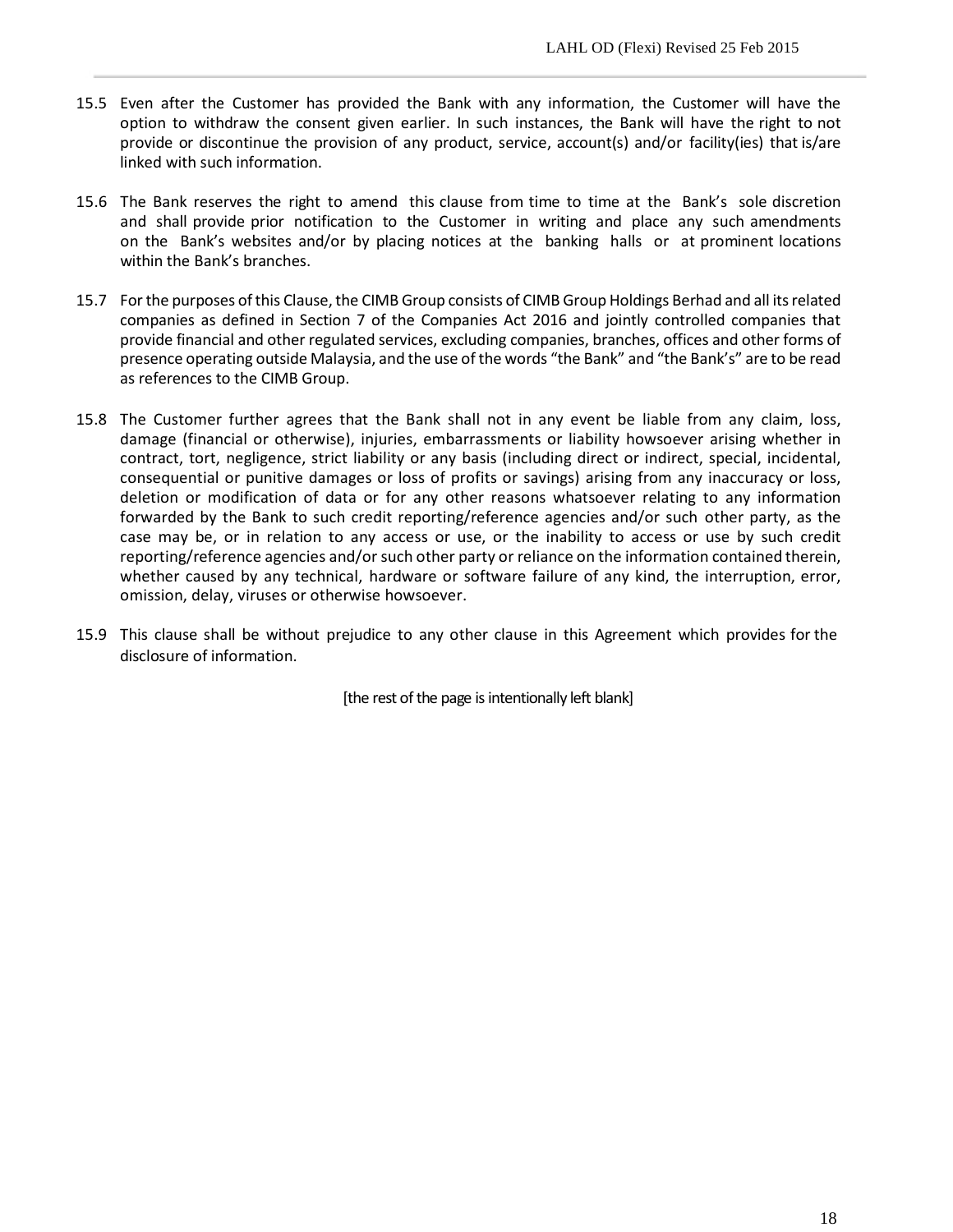15.5 Even after the Customer has provided the Bank with any information, the Customer will have the option to withdraw the consent given earlier. In such instances, the Bank will have the right to not provide or discontinue the provision of any product, service, account(s) and/or facility(ies) that is/are linked with such information.

15.6 The Bank reserves the right to amend this clause from time to time at the Bank's sole discretion and shall provide prior notification to the Customer in writing and place any such amendments on the Bank's websites and/or by placing notices at the banking halls or at prominent locations within the Bank's branches.

15.7 For the purposes of this Clause, the CIMB Group consists of CIMB Group Holdings Berhad and all its related companies as defined in Section 7 of the Companies Act 2016 and jointly controlled companies that provide financial and other regulated services, excluding companies, branches, offices and other forms of presence operating outside Malaysia, and the use of the words "the Bank" and "the Bank's" are to be read as references to the CIMB Group.

15.8 The Customer further agrees that the Bank shall not in any event be liable from any claim, loss, damage (financial or otherwise), injuries, embarrassments or liability howsoever arising whether in contract, tort, negligence, strict liability or any basis (including direct or indirect, special, incidental, consequential or punitive damages or loss of profits or savings) arising from any inaccuracy or loss, deletion or modification of data or for any other reasons whatsoever relating to any information forwarded by the Bank to such credit reporting/reference agencies and/or such other party, as the case may be, or in relation to any access or use, or the inability to access or use by such credit reporting/reference agencies and/or such other party or reliance on the information contained therein, whether caused by any technical, hardware or software failure of any kind, the interruption, error, omission, delay, viruses or otherwise howsoever.

15.9 This clause shall be without prejudice to any other clause in this Agreement which provides for the disclosure of information.

[the rest of the page is intentionally left blank]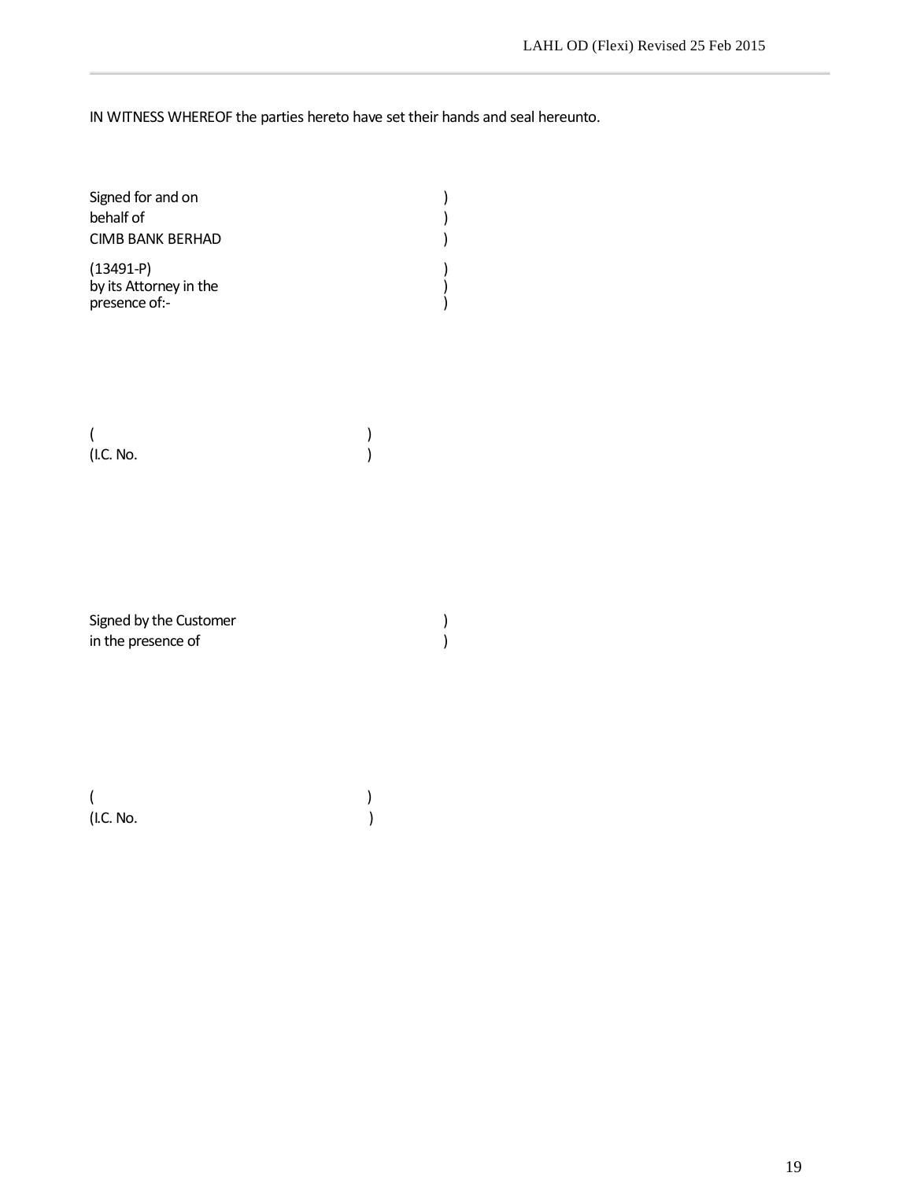IN WITNESS WHEREOF the parties hereto have set their hands and seal hereunto.

Signed for and on )
behalf of )
CIMB BANK BERHAD )
(13491-P) )
by its Attorney in the )
presence of:- )

( )
(I.C. No. )

Signed by the Customer )
in the presence of )

( )
(I.C. No. )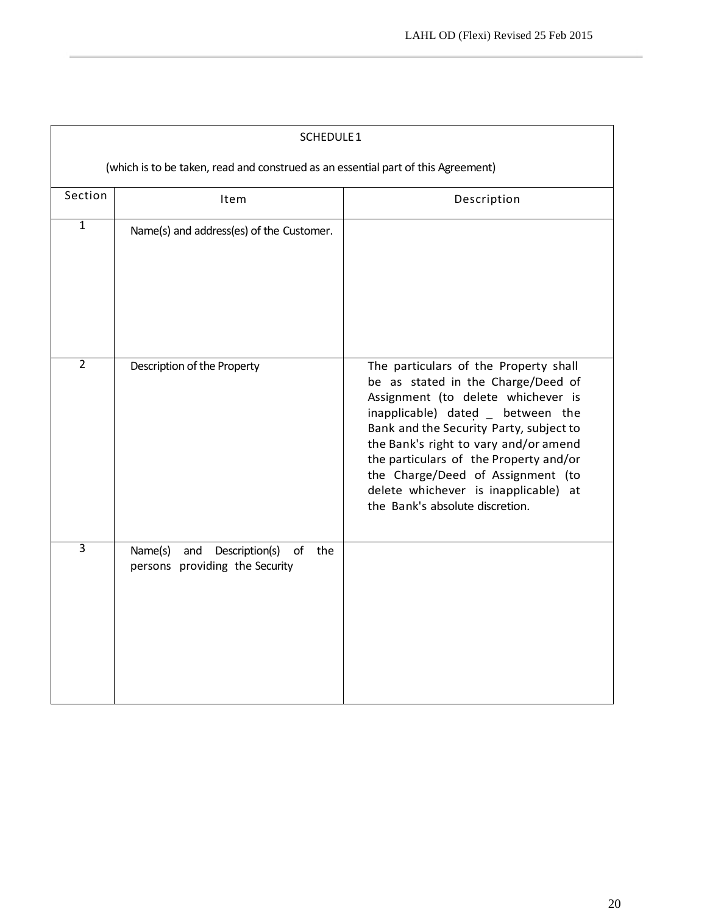| SCHEDULE 1<br><br>(which is to be taken, read and construed as an essential part of this Agreement) | | |
|---|---|---|
| Section | Item | Description |
| 1 | Name(s) and address(es) of the Customer. | |
| 2 | Description of the Property | The particulars of the Property shall be as stated in the Charge/Deed of Assignment (to delete whichever is inapplicable) dated _ between the Bank and the Security Party, subject to the Bank's right to vary and/or amend the particulars of the Property and/or the Charge/Deed of Assignment (to delete whichever is inapplicable) at the Bank's absolute discretion. |
| 3 | Name(s) and Description(s) of the persons providing the Security | |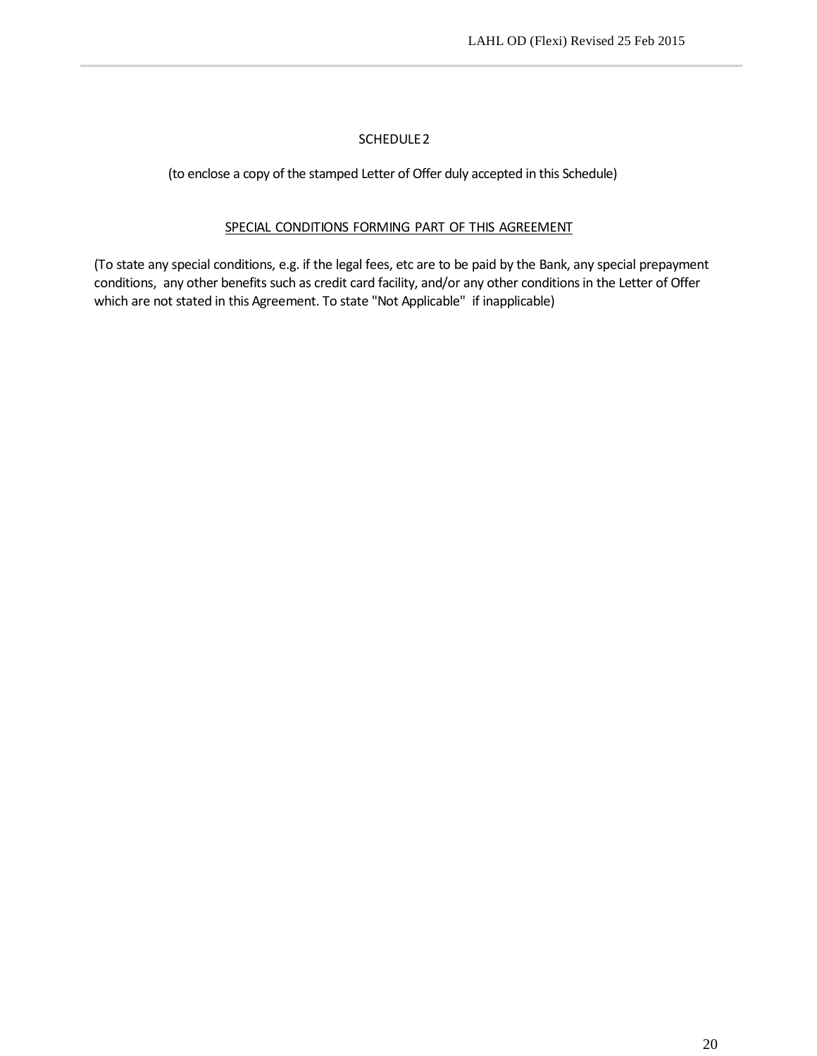## SCHEDULE 2

(to enclose a copy of the stamped Letter of Offer duly accepted in this Schedule)

### SPECIAL CONDITIONS FORMING PART OF THIS AGREEMENT

(To state any special conditions, e.g. if the legal fees, etc are to be paid by the Bank, any special prepayment conditions, any other benefits such as credit card facility, and/or any other conditions in the Letter of Offer which are not stated in this Agreement. To state "Not Applicable" if inapplicable)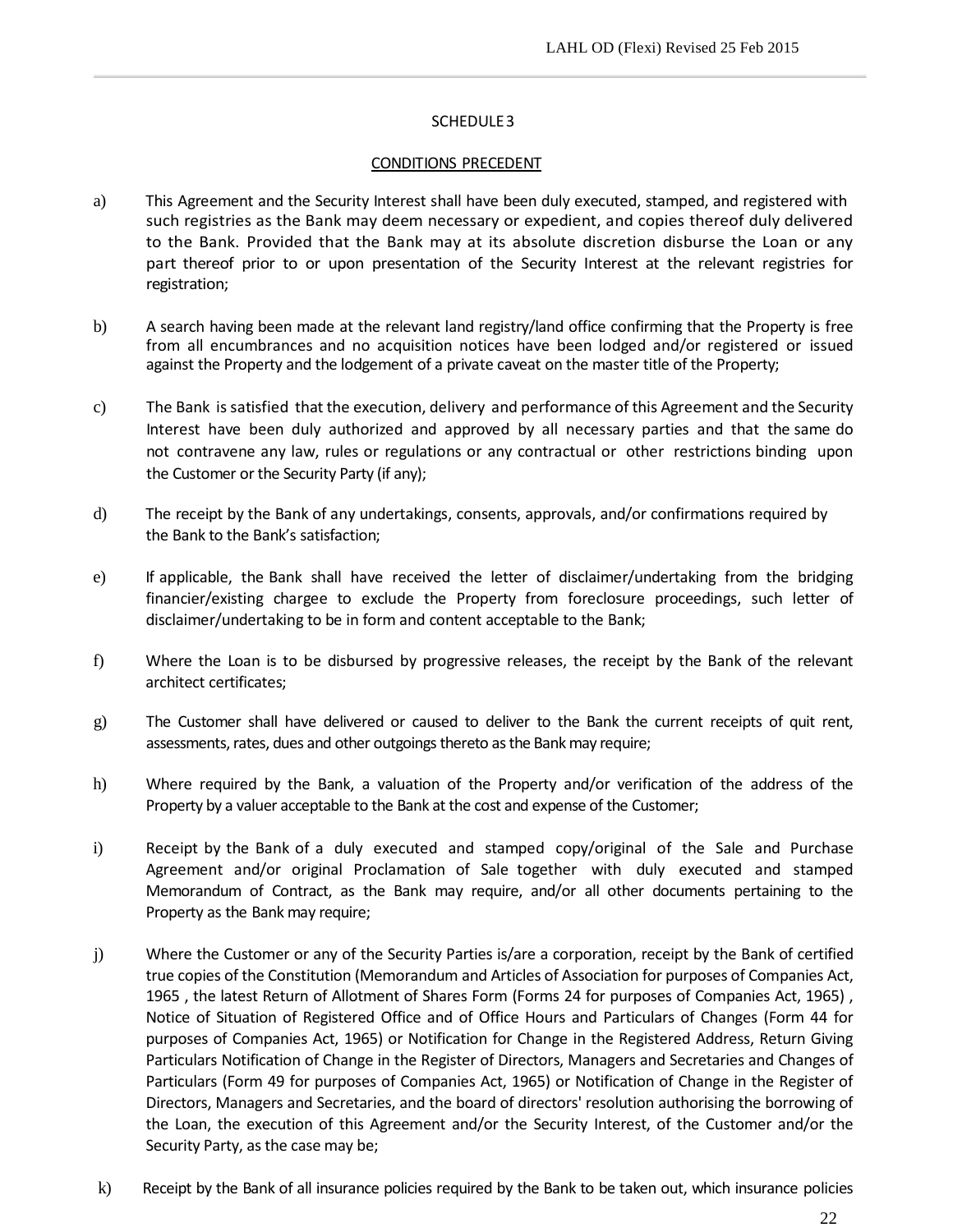## SCHEDULE 3

## CONDITIONS PRECEDENT

a) This Agreement and the Security Interest shall have been duly executed, stamped, and registered with such registries as the Bank may deem necessary or expedient, and copies thereof duly delivered to the Bank. Provided that the Bank may at its absolute discretion disburse the Loan or any part thereof prior to or upon presentation of the Security Interest at the relevant registries for registration;

b) A search having been made at the relevant land registry/land office confirming that the Property is free from all encumbrances and no acquisition notices have been lodged and/or registered or issued against the Property and the lodgement of a private caveat on the master title of the Property;

c) The Bank is satisfied that the execution, delivery and performance of this Agreement and the Security Interest have been duly authorized and approved by all necessary parties and that the same do not contravene any law, rules or regulations or any contractual or other restrictions binding upon the Customer or the Security Party (if any);

d) The receipt by the Bank of any undertakings, consents, approvals, and/or confirmations required by the Bank to the Bank's satisfaction;

e) If applicable, the Bank shall have received the letter of disclaimer/undertaking from the bridging financier/existing chargee to exclude the Property from foreclosure proceedings, such letter of disclaimer/undertaking to be in form and content acceptable to the Bank;

f) Where the Loan is to be disbursed by progressive releases, the receipt by the Bank of the relevant architect certificates;

g) The Customer shall have delivered or caused to deliver to the Bank the current receipts of quit rent, assessments, rates, dues and other outgoings thereto as the Bank may require;

h) Where required by the Bank, a valuation of the Property and/or verification of the address of the Property by a valuer acceptable to the Bank at the cost and expense of the Customer;

i) Receipt by the Bank of a duly executed and stamped copy/original of the Sale and Purchase Agreement and/or original Proclamation of Sale together with duly executed and stamped Memorandum of Contract, as the Bank may require, and/or all other documents pertaining to the Property as the Bank may require;

j) Where the Customer or any of the Security Parties is/are a corporation, receipt by the Bank of certified true copies of the Constitution (Memorandum and Articles of Association for purposes of Companies Act, 1965 , the latest Return of Allotment of Shares Form (Forms 24 for purposes of Companies Act, 1965) , Notice of Situation of Registered Office and of Office Hours and Particulars of Changes (Form 44 for purposes of Companies Act, 1965) or Notification for Change in the Registered Address, Return Giving Particulars Notification of Change in the Register of Directors, Managers and Secretaries and Changes of Particulars (Form 49 for purposes of Companies Act, 1965) or Notification of Change in the Register of Directors, Managers and Secretaries, and the board of directors' resolution authorising the borrowing of the Loan, the execution of this Agreement and/or the Security Interest, of the Customer and/or the Security Party, as the case may be;

k) Receipt by the Bank of all insurance policies required by the Bank to be taken out, which insurance policies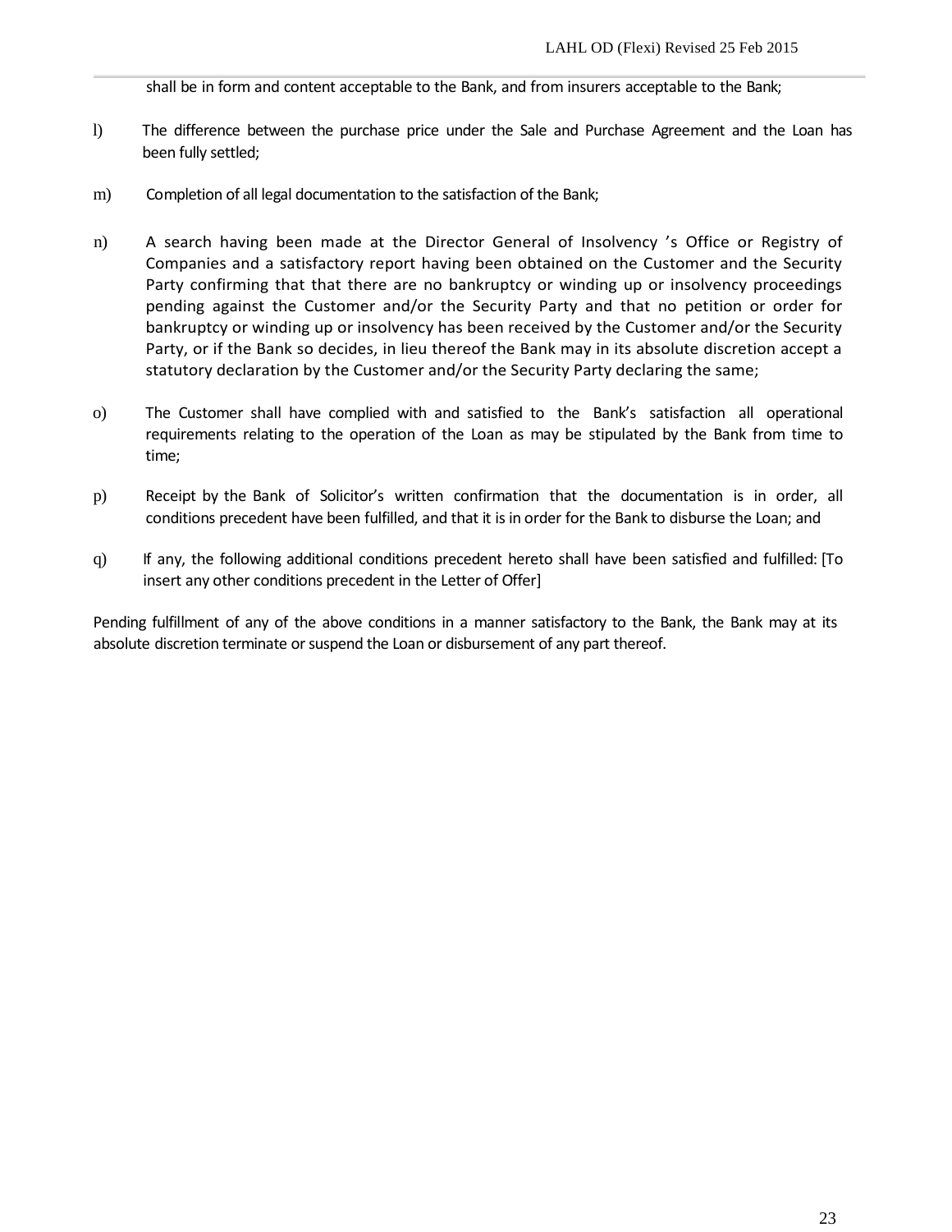shall be in form and content acceptable to the Bank, and from insurers acceptable to the Bank;

l) The difference between the purchase price under the Sale and Purchase Agreement and the Loan has been fully settled;

m) Completion of all legal documentation to the satisfaction of the Bank;

n) A search having been made at the Director General of Insolvency 's Office or Registry of Companies and a satisfactory report having been obtained on the Customer and the Security Party confirming that that there are no bankruptcy or winding up or insolvency proceedings pending against the Customer and/or the Security Party and that no petition or order for bankruptcy or winding up or insolvency has been received by the Customer and/or the Security Party, or if the Bank so decides, in lieu thereof the Bank may in its absolute discretion accept a statutory declaration by the Customer and/or the Security Party declaring the same;

o) The Customer shall have complied with and satisfied to the Bank's satisfaction all operational requirements relating to the operation of the Loan as may be stipulated by the Bank from time to time;

p) Receipt by the Bank of Solicitor's written confirmation that the documentation is in order, all conditions precedent have been fulfilled, and that it is in order for the Bank to disburse the Loan; and

q) If any, the following additional conditions precedent hereto shall have been satisfied and fulfilled: [To insert any other conditions precedent in the Letter of Offer]

Pending fulfillment of any of the above conditions in a manner satisfactory to the Bank, the Bank may at its absolute discretion terminate or suspend the Loan or disbursement of any part thereof.